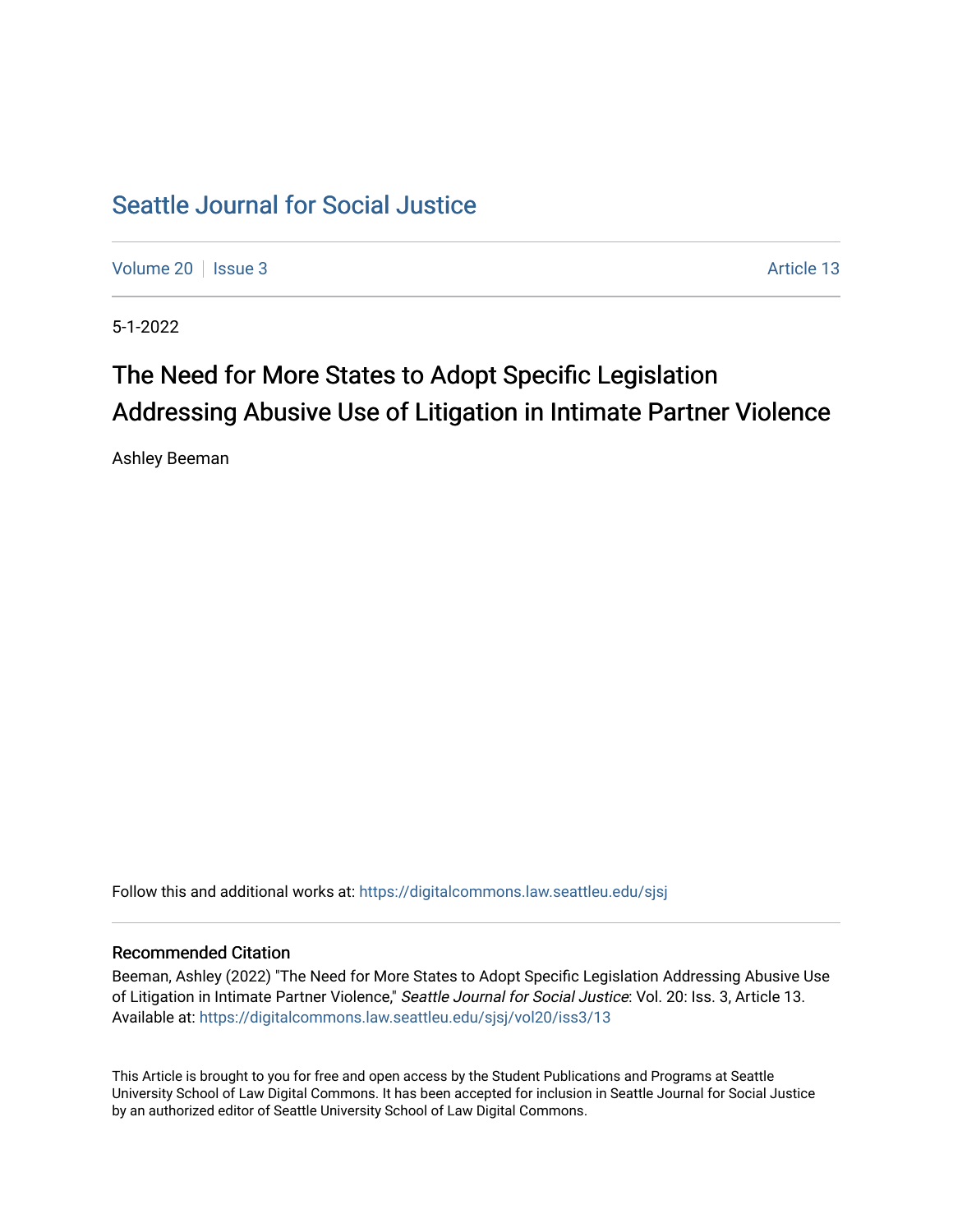# Seattle Journal for Social Justice

Volume 20 | Issue 3 | Article 13

5-1-2022

## The Need for More States to Adopt Specific Legislation Addressing Abusive Use of Litigation in Intimate Partner Violence

Ashley Beeman

Follow this and additional works at: https://digitalcommons.law.seattleu.edu/sjsj

### Recommended Citation

Beeman, Ashley (2022) "The Need for More States to Adopt Specific Legislation Addressing Abusive Use of Litigation in Intimate Partner Violence," *Seattle Journal for Social Justice*: Vol. 20: Iss. 3, Article 13. Available at: https://digitalcommons.law.seattleu.edu/sjsj/vol20/iss3/13

This Article is brought to you for free and open access by the Student Publications and Programs at Seattle University School of Law Digital Commons. It has been accepted for inclusion in Seattle Journal for Social Justice by an authorized editor of Seattle University School of Law Digital Commons.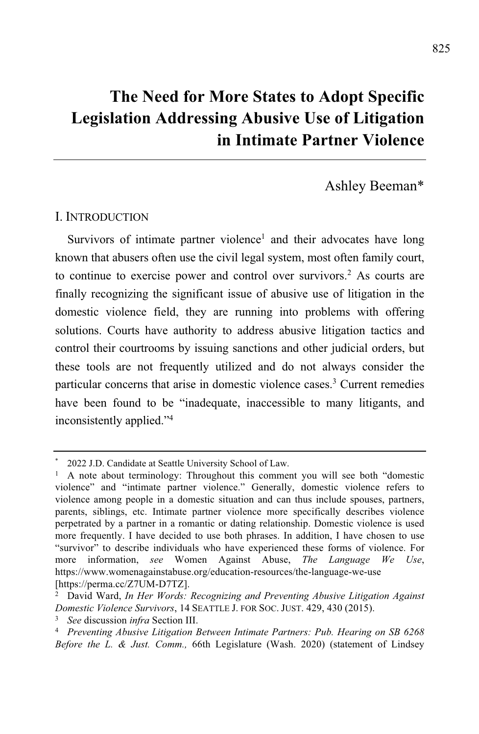# The Need for More States to Adopt Specific Legislation Addressing Abusive Use of Litigation in Intimate Partner Violence

Ashley Beeman*

## I. INTRODUCTION

Survivors of intimate partner violence[1] and their advocates have long known that abusers often use the civil legal system, most often family court, to continue to exercise power and control over survivors.[2] As courts are finally recognizing the significant issue of abusive use of litigation in the domestic violence field, they are running into problems with offering solutions. Courts have authority to address abusive litigation tactics and control their courtrooms by issuing sanctions and other judicial orders, but these tools are not frequently utilized and do not always consider the particular concerns that arise in domestic violence cases.[3] Current remedies have been found to be "inadequate, inaccessible to many litigants, and inconsistently applied."[4]

---

\* 2022 J.D. Candidate at Seattle University School of Law.

[1] A note about terminology: Throughout this comment you will see both "domestic violence" and "intimate partner violence." Generally, domestic violence refers to violence among people in a domestic situation and can thus include spouses, partners, parents, siblings, etc. Intimate partner violence more specifically describes violence perpetrated by a partner in a romantic or dating relationship. Domestic violence is used more frequently. I have decided to use both phrases. In addition, I have chosen to use "survivor" to describe individuals who have experienced these forms of violence. For more information, *see* Women Against Abuse, *The Language We Use*, https://www.womenagainstabuse.org/education-resources/the-language-we-use [https://perma.cc/Z7UM-D7TZ].

[2] David Ward, *In Her Words: Recognizing and Preventing Abusive Litigation Against Domestic Violence Survivors*, 14 SEATTLE J. FOR SOC. JUST. 429, 430 (2015).

[3] *See* discussion *infra* Section III.

[4] *Preventing Abusive Litigation Between Intimate Partners: Pub. Hearing on SB 6268 Before the L. & Just. Comm.,* 66th Legislature (Wash. 2020) (statement of Lindsey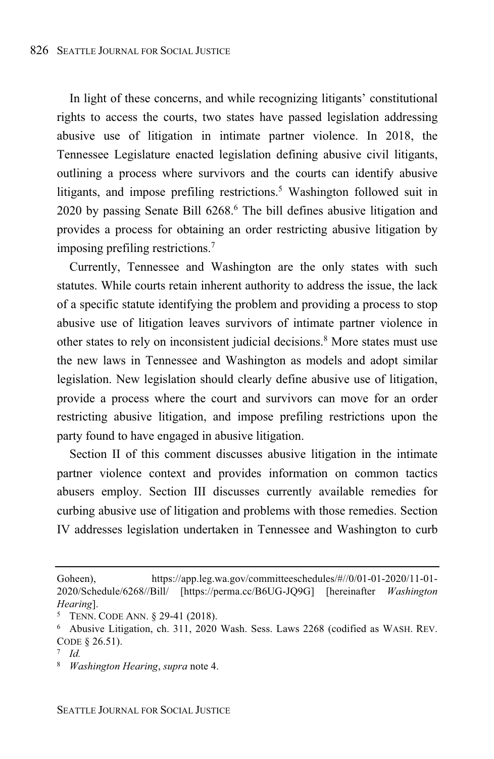In light of these concerns, and while recognizing litigants' constitutional rights to access the courts, two states have passed legislation addressing abusive use of litigation in intimate partner violence. In 2018, the Tennessee Legislature enacted legislation defining abusive civil litigants, outlining a process where survivors and the courts can identify abusive litigants, and impose prefiling restrictions.[5] Washington followed suit in 2020 by passing Senate Bill 6268.[6] The bill defines abusive litigation and provides a process for obtaining an order restricting abusive litigation by imposing prefiling restrictions.[7]

Currently, Tennessee and Washington are the only states with such statutes. While courts retain inherent authority to address the issue, the lack of a specific statute identifying the problem and providing a process to stop abusive use of litigation leaves survivors of intimate partner violence in other states to rely on inconsistent judicial decisions.[8] More states must use the new laws in Tennessee and Washington as models and adopt similar legislation. New legislation should clearly define abusive use of litigation, provide a process where the court and survivors can move for an order restricting abusive litigation, and impose prefiling restrictions upon the party found to have engaged in abusive litigation.

Section II of this comment discusses abusive litigation in the intimate partner violence context and provides information on common tactics abusers employ. Section III discusses currently available remedies for curbing abusive use of litigation and problems with those remedies. Section IV addresses legislation undertaken in Tennessee and Washington to curb

---

Goheen), https://app.leg.wa.gov/committeeschedules/#//0/01-01-2020/11-01-2020/Schedule/6268//Bill/ [https://perma.cc/B6UG-JQ9G] [hereinafter *Washington Hearing*].

[5] TENN. CODE ANN. § 29-41 (2018).

[6] Abusive Litigation, ch. 311, 2020 Wash. Sess. Laws 2268 (codified as WASH. REV. CODE § 26.51).

[7] *Id.*

[8] *Washington Hearing*, *supra* note 4.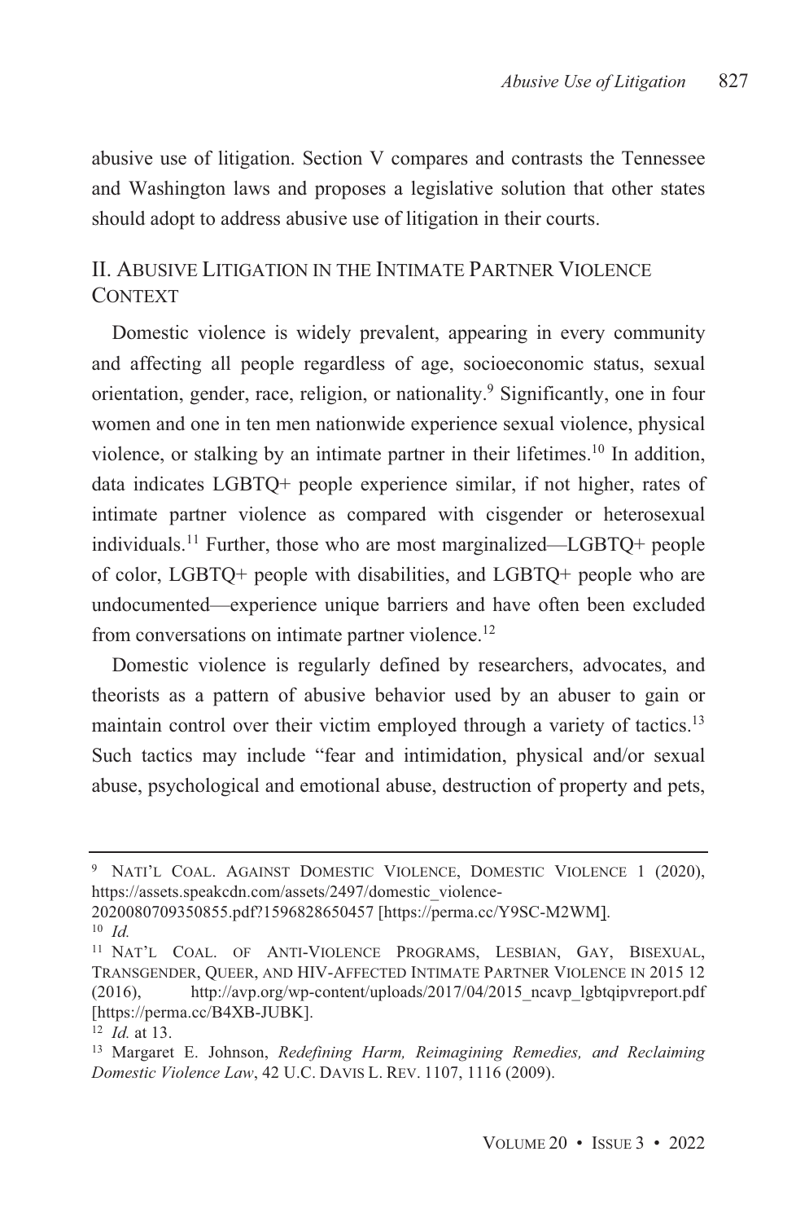abusive use of litigation. Section V compares and contrasts the Tennessee and Washington laws and proposes a legislative solution that other states should adopt to address abusive use of litigation in their courts.

## II. ABUSIVE LITIGATION IN THE INTIMATE PARTNER VIOLENCE CONTEXT

Domestic violence is widely prevalent, appearing in every community and affecting all people regardless of age, socioeconomic status, sexual orientation, gender, race, religion, or nationality.[9] Significantly, one in four women and one in ten men nationwide experience sexual violence, physical violence, or stalking by an intimate partner in their lifetimes.[10] In addition, data indicates LGBTQ+ people experience similar, if not higher, rates of intimate partner violence as compared with cisgender or heterosexual individuals.[11] Further, those who are most marginalized—LGBTQ+ people of color, LGBTQ+ people with disabilities, and LGBTQ+ people who are undocumented—experience unique barriers and have often been excluded from conversations on intimate partner violence.[12]

Domestic violence is regularly defined by researchers, advocates, and theorists as a pattern of abusive behavior used by an abuser to gain or maintain control over their victim employed through a variety of tactics.[13] Such tactics may include "fear and intimidation, physical and/or sexual abuse, psychological and emotional abuse, destruction of property and pets,

---

[9] NATI'L COAL. AGAINST DOMESTIC VIOLENCE, DOMESTIC VIOLENCE 1 (2020), https://assets.speakcdn.com/assets/2497/domestic_violence-2020080709350855.pdf?1596828650457 [https://perma.cc/Y9SC-M2WM].

[10] *Id.*

[11] NAT'L COAL. OF ANTI-VIOLENCE PROGRAMS, LESBIAN, GAY, BISEXUAL, TRANSGENDER, QUEER, AND HIV-AFFECTED INTIMATE PARTNER VIOLENCE IN 2015 12 (2016), http://avp.org/wp-content/uploads/2017/04/2015_ncavp_lgbtqipvreport.pdf [https://perma.cc/B4XB-JUBK].

[12] *Id.* at 13.

[13] Margaret E. Johnson, *Redefining Harm, Reimagining Remedies, and Reclaiming Domestic Violence Law*, 42 U.C. DAVIS L. REV. 1107, 1116 (2009).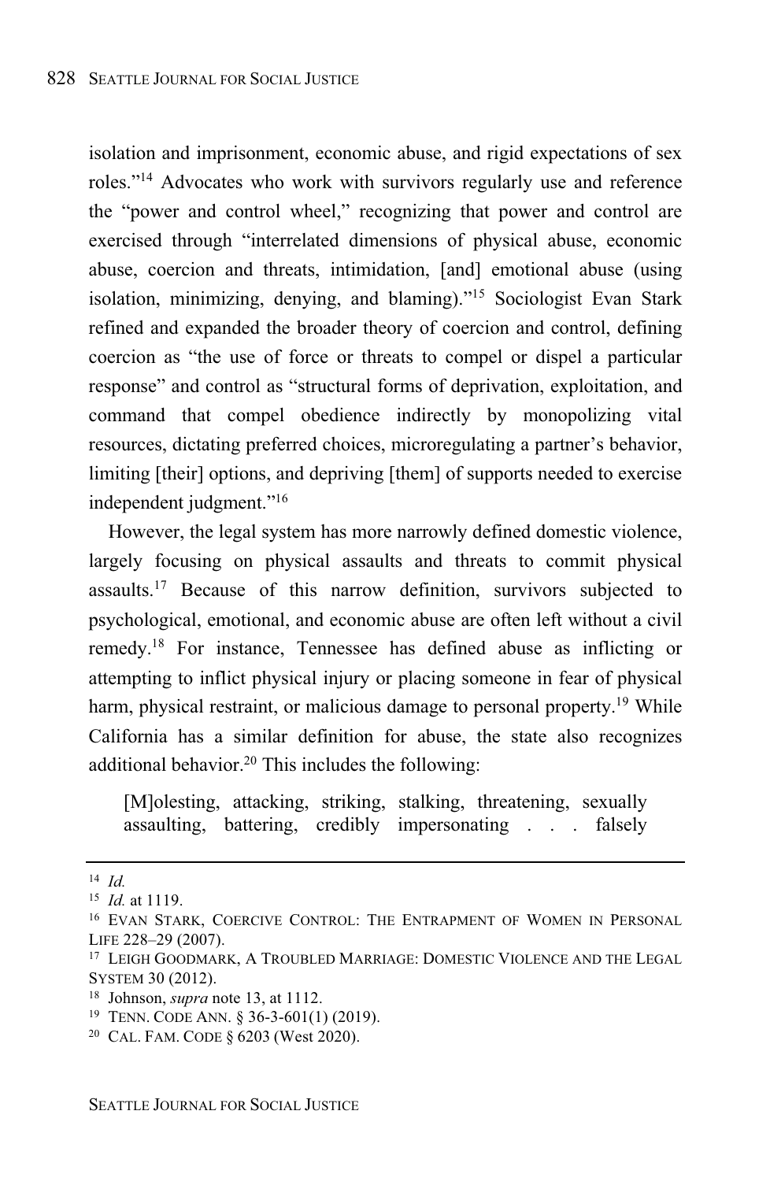isolation and imprisonment, economic abuse, and rigid expectations of sex roles."[14] Advocates who work with survivors regularly use and reference the "power and control wheel," recognizing that power and control are exercised through "interrelated dimensions of physical abuse, economic abuse, coercion and threats, intimidation, [and] emotional abuse (using isolation, minimizing, denying, and blaming)."[15] Sociologist Evan Stark refined and expanded the broader theory of coercion and control, defining coercion as "the use of force or threats to compel or dispel a particular response" and control as "structural forms of deprivation, exploitation, and command that compel obedience indirectly by monopolizing vital resources, dictating preferred choices, microregulating a partner's behavior, limiting [their] options, and depriving [them] of supports needed to exercise independent judgment."[16]

However, the legal system has more narrowly defined domestic violence, largely focusing on physical assaults and threats to commit physical assaults.[17] Because of this narrow definition, survivors subjected to psychological, emotional, and economic abuse are often left without a civil remedy.[18] For instance, Tennessee has defined abuse as inflicting or attempting to inflict physical injury or placing someone in fear of physical harm, physical restraint, or malicious damage to personal property.[19] While California has a similar definition for abuse, the state also recognizes additional behavior.[20] This includes the following:

> [M]olesting, attacking, striking, stalking, threatening, sexually assaulting, battering, credibly impersonating . . . falsely

---

[14] *Id.*

[15] *Id.* at 1119.

[16] EVAN STARK, COERCIVE CONTROL: THE ENTRAPMENT OF WOMEN IN PERSONAL LIFE 228–29 (2007).

[17] LEIGH GOODMARK, A TROUBLED MARRIAGE: DOMESTIC VIOLENCE AND THE LEGAL SYSTEM 30 (2012).

[18] Johnson, *supra* note 13, at 1112.

[19] TENN. CODE ANN. § 36-3-601(1) (2019).

[20] CAL. FAM. CODE § 6203 (West 2020).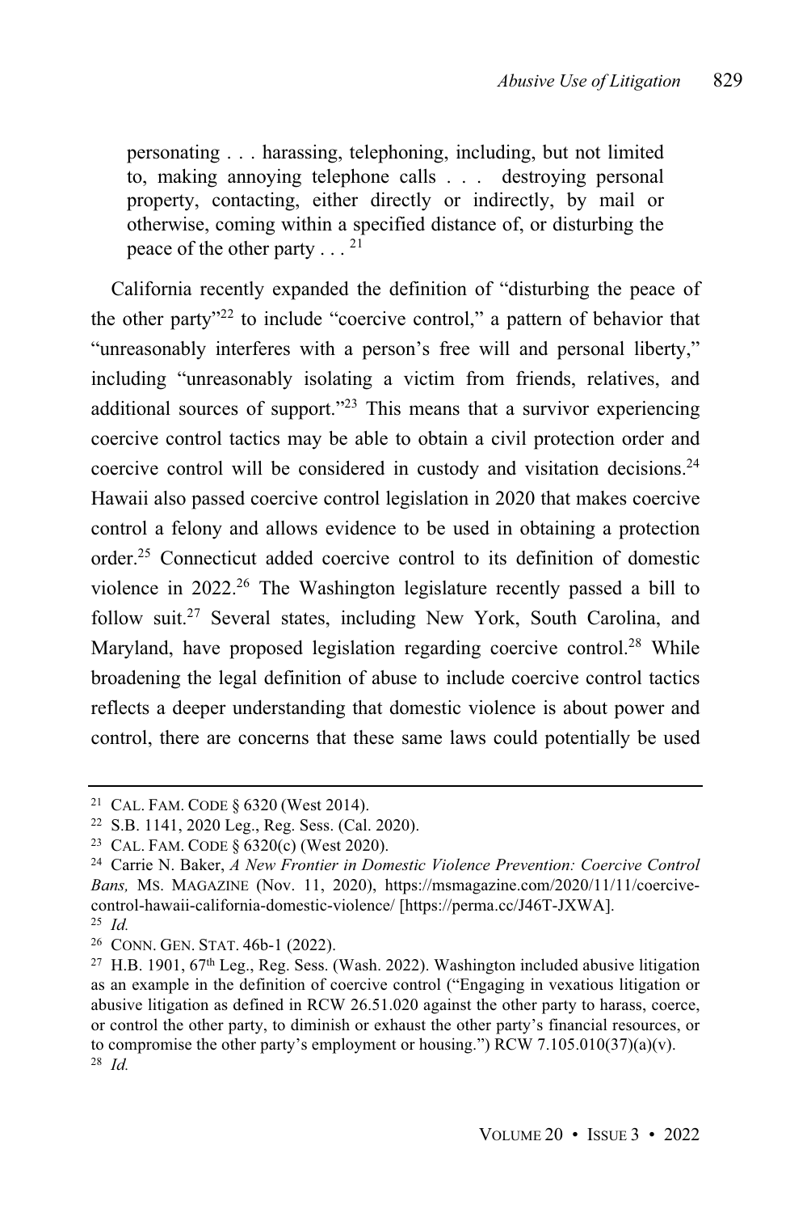> personating . . . harassing, telephoning, including, but not limited to, making annoying telephone calls . . . destroying personal property, contacting, either directly or indirectly, by mail or otherwise, coming within a specified distance of, or disturbing the peace of the other party . . . [21]

California recently expanded the definition of "disturbing the peace of the other party"[22] to include "coercive control," a pattern of behavior that "unreasonably interferes with a person's free will and personal liberty," including "unreasonably isolating a victim from friends, relatives, and additional sources of support."[23] This means that a survivor experiencing coercive control tactics may be able to obtain a civil protection order and coercive control will be considered in custody and visitation decisions.[24] Hawaii also passed coercive control legislation in 2020 that makes coercive control a felony and allows evidence to be used in obtaining a protection order.[25] Connecticut added coercive control to its definition of domestic violence in 2022.[26] The Washington legislature recently passed a bill to follow suit.[27] Several states, including New York, South Carolina, and Maryland, have proposed legislation regarding coercive control.[28] While broadening the legal definition of abuse to include coercive control tactics reflects a deeper understanding that domestic violence is about power and control, there are concerns that these same laws could potentially be used

---

[21] CAL. FAM. CODE § 6320 (West 2014).

[22] S.B. 1141, 2020 Leg., Reg. Sess. (Cal. 2020).

[23] CAL. FAM. CODE § 6320(c) (West 2020).

[24] Carrie N. Baker, *A New Frontier in Domestic Violence Prevention: Coercive Control Bans,* MS. MAGAZINE (Nov. 11, 2020), https://msmagazine.com/2020/11/11/coercive-control-hawaii-california-domestic-violence/ [https://perma.cc/J46T-JXWA].

[25] *Id.*

[26] CONN. GEN. STAT. 46b-1 (2022).

[27] H.B. 1901, 67th Leg., Reg. Sess. (Wash. 2022). Washington included abusive litigation as an example in the definition of coercive control ("Engaging in vexatious litigation or abusive litigation as defined in RCW 26.51.020 against the other party to harass, coerce, or control the other party, to diminish or exhaust the other party's financial resources, or to compromise the other party's employment or housing.") RCW 7.105.010(37)(a)(v).

[28] *Id.*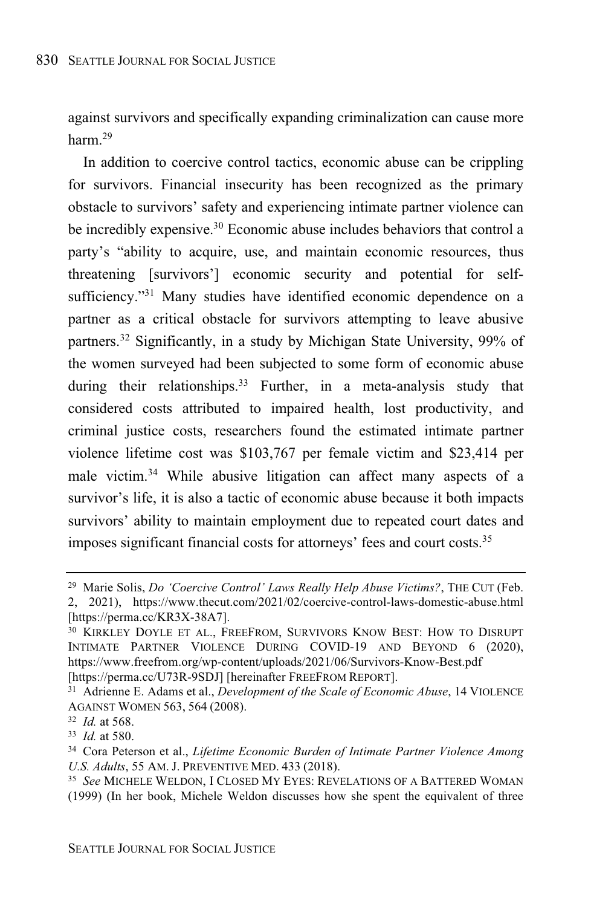against survivors and specifically expanding criminalization can cause more harm.[29]

In addition to coercive control tactics, economic abuse can be crippling for survivors. Financial insecurity has been recognized as the primary obstacle to survivors' safety and experiencing intimate partner violence can be incredibly expensive.[30] Economic abuse includes behaviors that control a party's "ability to acquire, use, and maintain economic resources, thus threatening [survivors'] economic security and potential for self-sufficiency."[31] Many studies have identified economic dependence on a partner as a critical obstacle for survivors attempting to leave abusive partners.[32] Significantly, in a study by Michigan State University, 99% of the women surveyed had been subjected to some form of economic abuse during their relationships.[33] Further, in a meta-analysis study that considered costs attributed to impaired health, lost productivity, and criminal justice costs, researchers found the estimated intimate partner violence lifetime cost was $103,767 per female victim and $23,414 per male victim.[34] While abusive litigation can affect many aspects of a survivor's life, it is also a tactic of economic abuse because it both impacts survivors' ability to maintain employment due to repeated court dates and imposes significant financial costs for attorneys' fees and court costs.[35]

---

[29] Marie Solis, *Do 'Coercive Control' Laws Really Help Abuse Victims?*, THE CUT (Feb. 2, 2021), https://www.thecut.com/2021/02/coercive-control-laws-domestic-abuse.html [https://perma.cc/KR3X-38A7].

[30] KIRKLEY DOYLE ET AL., FREEFROM, SURVIVORS KNOW BEST: HOW TO DISRUPT INTIMATE PARTNER VIOLENCE DURING COVID-19 AND BEYOND 6 (2020), https://www.freefrom.org/wp-content/uploads/2021/06/Survivors-Know-Best.pdf [https://perma.cc/U73R-9SDJ] [hereinafter FREEFROM REPORT].

[31] Adrienne E. Adams et al., *Development of the Scale of Economic Abuse*, 14 VIOLENCE AGAINST WOMEN 563, 564 (2008).

[32] *Id.* at 568.

[33] *Id.* at 580.

[34] Cora Peterson et al., *Lifetime Economic Burden of Intimate Partner Violence Among U.S. Adults*, 55 AM. J. PREVENTIVE MED. 433 (2018).

[35] *See* MICHELE WELDON, I CLOSED MY EYES: REVELATIONS OF A BATTERED WOMAN (1999) (In her book, Michele Weldon discusses how she spent the equivalent of three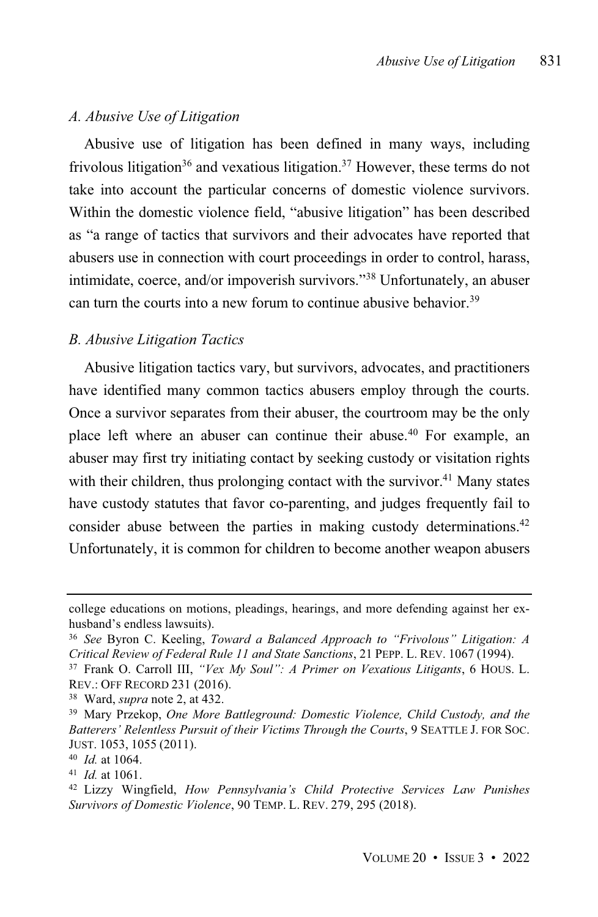### *A. Abusive Use of Litigation*

Abusive use of litigation has been defined in many ways, including frivolous litigation[36] and vexatious litigation.[37] However, these terms do not take into account the particular concerns of domestic violence survivors. Within the domestic violence field, "abusive litigation" has been described as "a range of tactics that survivors and their advocates have reported that abusers use in connection with court proceedings in order to control, harass, intimidate, coerce, and/or impoverish survivors."[38] Unfortunately, an abuser can turn the courts into a new forum to continue abusive behavior.[39]

### *B. Abusive Litigation Tactics*

Abusive litigation tactics vary, but survivors, advocates, and practitioners have identified many common tactics abusers employ through the courts. Once a survivor separates from their abuser, the courtroom may be the only place left where an abuser can continue their abuse.[40] For example, an abuser may first try initiating contact by seeking custody or visitation rights with their children, thus prolonging contact with the survivor.[41] Many states have custody statutes that favor co-parenting, and judges frequently fail to consider abuse between the parties in making custody determinations.[42] Unfortunately, it is common for children to become another weapon abusers

---

college educations on motions, pleadings, hearings, and more defending against her ex-husband's endless lawsuits).

[36] *See* Byron C. Keeling, *Toward a Balanced Approach to "Frivolous" Litigation: A Critical Review of Federal Rule 11 and State Sanctions*, 21 PEPP. L. REV. 1067 (1994).

[37] Frank O. Carroll III, *"Vex My Soul": A Primer on Vexatious Litigants*, 6 HOUS. L. REV.: OFF RECORD 231 (2016).

[38] Ward, *supra* note 2, at 432.

[39] Mary Przekop, *One More Battleground: Domestic Violence, Child Custody, and the Batterers' Relentless Pursuit of their Victims Through the Courts*, 9 SEATTLE J. FOR SOC. JUST. 1053, 1055 (2011).

[40] *Id.* at 1064.

[41] *Id.* at 1061.

[42] Lizzy Wingfield, *How Pennsylvania's Child Protective Services Law Punishes Survivors of Domestic Violence*, 90 TEMP. L. REV. 279, 295 (2018).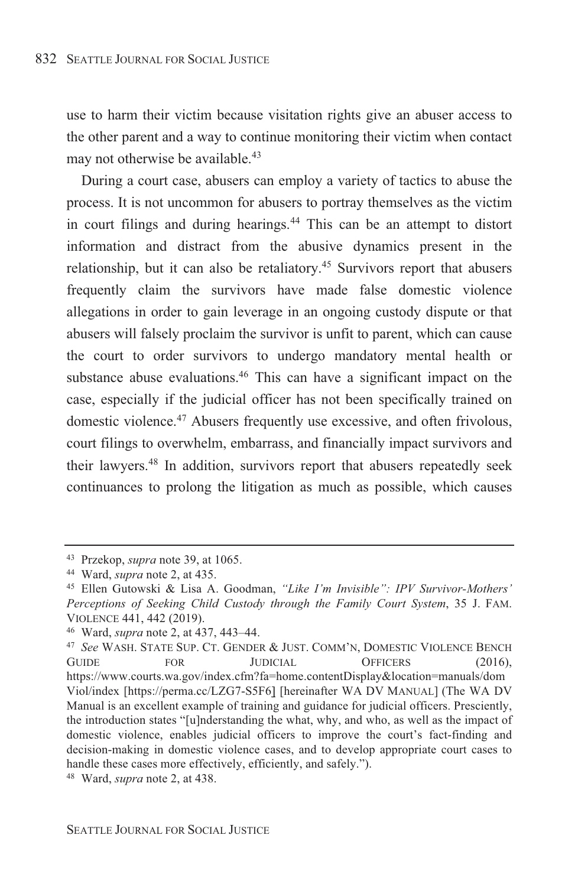use to harm their victim because visitation rights give an abuser access to the other parent and a way to continue monitoring their victim when contact may not otherwise be available.[43]

During a court case, abusers can employ a variety of tactics to abuse the process. It is not uncommon for abusers to portray themselves as the victim in court filings and during hearings.[44] This can be an attempt to distort information and distract from the abusive dynamics present in the relationship, but it can also be retaliatory.[45] Survivors report that abusers frequently claim the survivors have made false domestic violence allegations in order to gain leverage in an ongoing custody dispute or that abusers will falsely proclaim the survivor is unfit to parent, which can cause the court to order survivors to undergo mandatory mental health or substance abuse evaluations.[46] This can have a significant impact on the case, especially if the judicial officer has not been specifically trained on domestic violence.[47] Abusers frequently use excessive, and often frivolous, court filings to overwhelm, embarrass, and financially impact survivors and their lawyers.[48] In addition, survivors report that abusers repeatedly seek continuances to prolong the litigation as much as possible, which causes

---

[43] Przekop, *supra* note 39, at 1065.

[44] Ward, *supra* note 2, at 435.

[45] Ellen Gutowski & Lisa A. Goodman, *"Like I'm Invisible": IPV Survivor-Mothers' Perceptions of Seeking Child Custody through the Family Court System*, 35 J. FAM. VIOLENCE 441, 442 (2019).

[46] Ward, *supra* note 2, at 437, 443–44.

[47] *See* WASH. STATE SUP. CT. GENDER & JUST. COMM'N, DOMESTIC VIOLENCE BENCH GUIDE FOR JUDICIAL OFFICERS (2016), https://www.courts.wa.gov/index.cfm?fa=home.contentDisplay&location=manuals/domViol/index [https://perma.cc/LZG7-S5F6] [hereinafter WA DV MANUAL] (The WA DV Manual is an excellent example of training and guidance for judicial officers. Presciently, the introduction states "[u]nderstanding the what, why, and who, as well as the impact of domestic violence, enables judicial officers to improve the court's fact-finding and decision-making in domestic violence cases, and to develop appropriate court cases to handle these cases more effectively, efficiently, and safely.").

[48] Ward, *supra* note 2, at 438.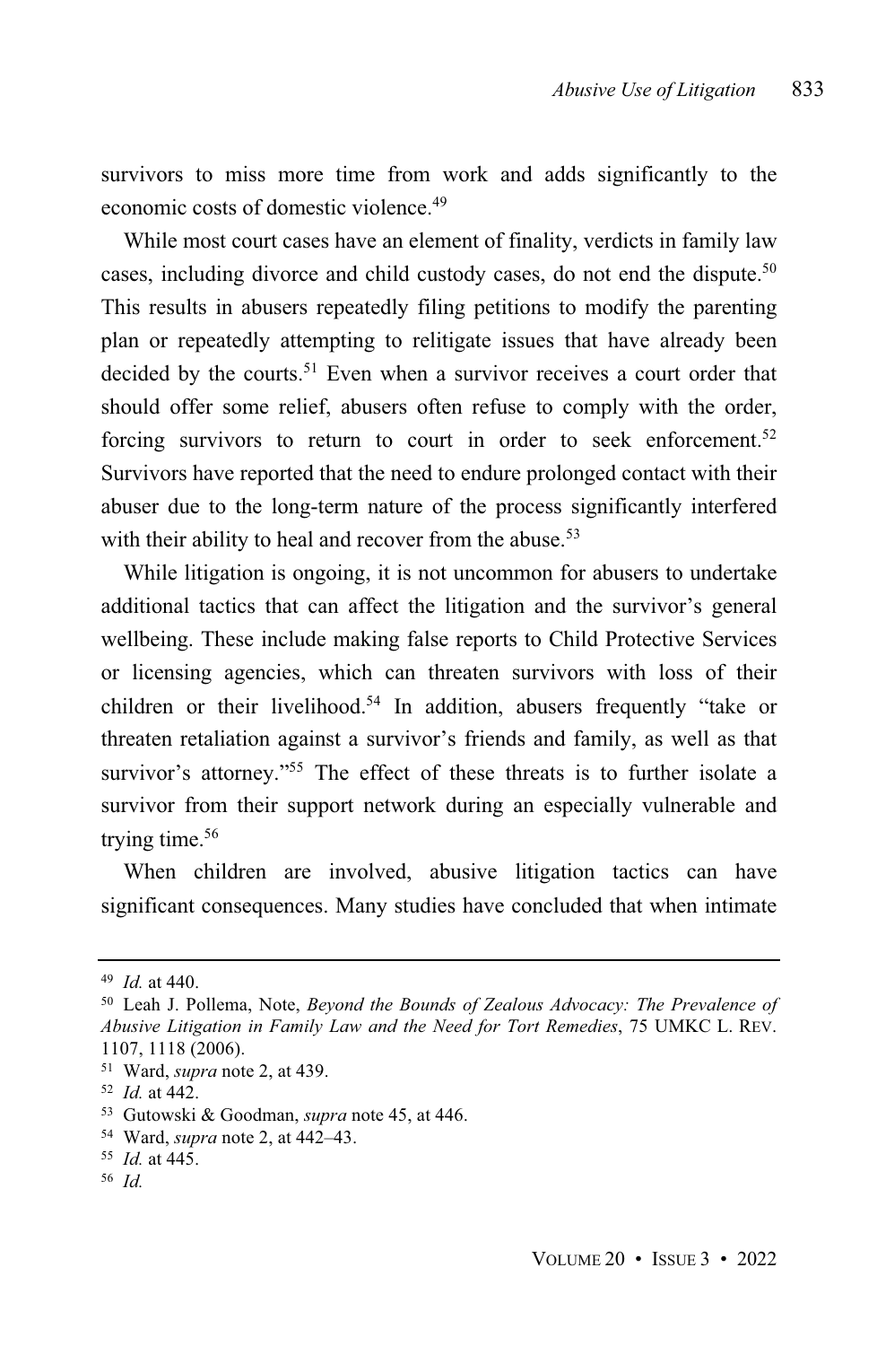survivors to miss more time from work and adds significantly to the economic costs of domestic violence.[49]

While most court cases have an element of finality, verdicts in family law cases, including divorce and child custody cases, do not end the dispute.[50] This results in abusers repeatedly filing petitions to modify the parenting plan or repeatedly attempting to relitigate issues that have already been decided by the courts.[51] Even when a survivor receives a court order that should offer some relief, abusers often refuse to comply with the order, forcing survivors to return to court in order to seek enforcement.[52] Survivors have reported that the need to endure prolonged contact with their abuser due to the long-term nature of the process significantly interfered with their ability to heal and recover from the abuse.[53]

While litigation is ongoing, it is not uncommon for abusers to undertake additional tactics that can affect the litigation and the survivor's general wellbeing. These include making false reports to Child Protective Services or licensing agencies, which can threaten survivors with loss of their children or their livelihood.[54] In addition, abusers frequently "take or threaten retaliation against a survivor's friends and family, as well as that survivor's attorney."[55] The effect of these threats is to further isolate a survivor from their support network during an especially vulnerable and trying time.[56]

When children are involved, abusive litigation tactics can have significant consequences. Many studies have concluded that when intimate

---

[49] *Id.* at 440.

[50] Leah J. Pollema, Note, *Beyond the Bounds of Zealous Advocacy: The Prevalence of Abusive Litigation in Family Law and the Need for Tort Remedies*, 75 UMKC L. REV. 1107, 1118 (2006).

[51] Ward, *supra* note 2, at 439.

[52] *Id.* at 442.

[53] Gutowski & Goodman, *supra* note 45, at 446.

[54] Ward, *supra* note 2, at 442–43.

[55] *Id.* at 445.

[56] *Id.*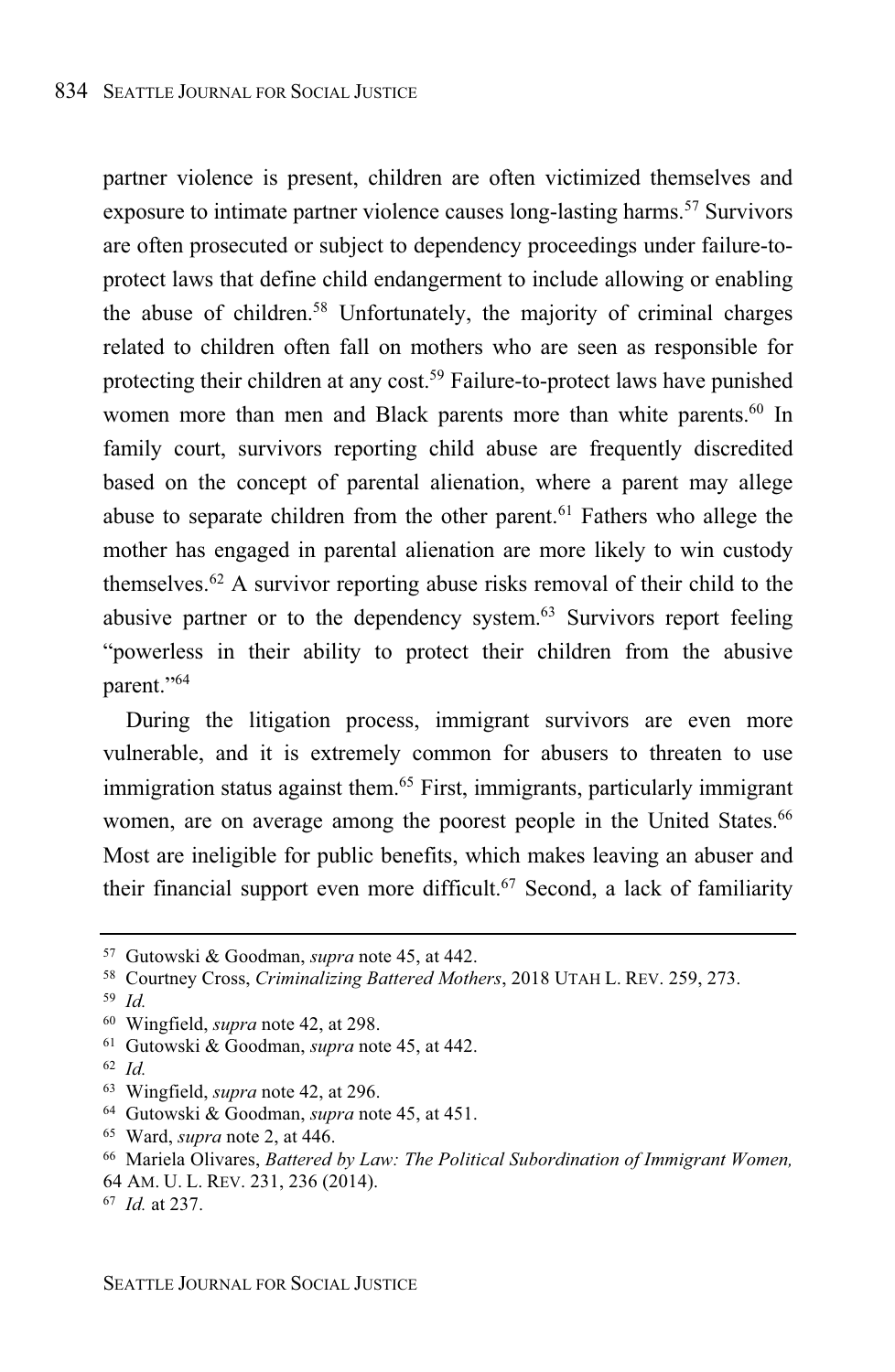partner violence is present, children are often victimized themselves and exposure to intimate partner violence causes long-lasting harms.[57] Survivors are often prosecuted or subject to dependency proceedings under failure-to-protect laws that define child endangerment to include allowing or enabling the abuse of children.[58] Unfortunately, the majority of criminal charges related to children often fall on mothers who are seen as responsible for protecting their children at any cost.[59] Failure-to-protect laws have punished women more than men and Black parents more than white parents.[60] In family court, survivors reporting child abuse are frequently discredited based on the concept of parental alienation, where a parent may allege abuse to separate children from the other parent.[61] Fathers who allege the mother has engaged in parental alienation are more likely to win custody themselves.[62] A survivor reporting abuse risks removal of their child to the abusive partner or to the dependency system.[63] Survivors report feeling "powerless in their ability to protect their children from the abusive parent."[64]

During the litigation process, immigrant survivors are even more vulnerable, and it is extremely common for abusers to threaten to use immigration status against them.[65] First, immigrants, particularly immigrant women, are on average among the poorest people in the United States.[66] Most are ineligible for public benefits, which makes leaving an abuser and their financial support even more difficult.[67] Second, a lack of familiarity

---

[57] Gutowski & Goodman, *supra* note 45, at 442.

[58] Courtney Cross, *Criminalizing Battered Mothers*, 2018 UTAH L. REV. 259, 273.

[59] *Id.*

[60] Wingfield, *supra* note 42, at 298.

[61] Gutowski & Goodman, *supra* note 45, at 442.

[62] *Id.*

[63] Wingfield, *supra* note 42, at 296.

[64] Gutowski & Goodman, *supra* note 45, at 451.

[65] Ward, *supra* note 2, at 446.

[66] Mariela Olivares, *Battered by Law: The Political Subordination of Immigrant Women,* 64 AM. U. L. REV. 231, 236 (2014).

[67] *Id.* at 237.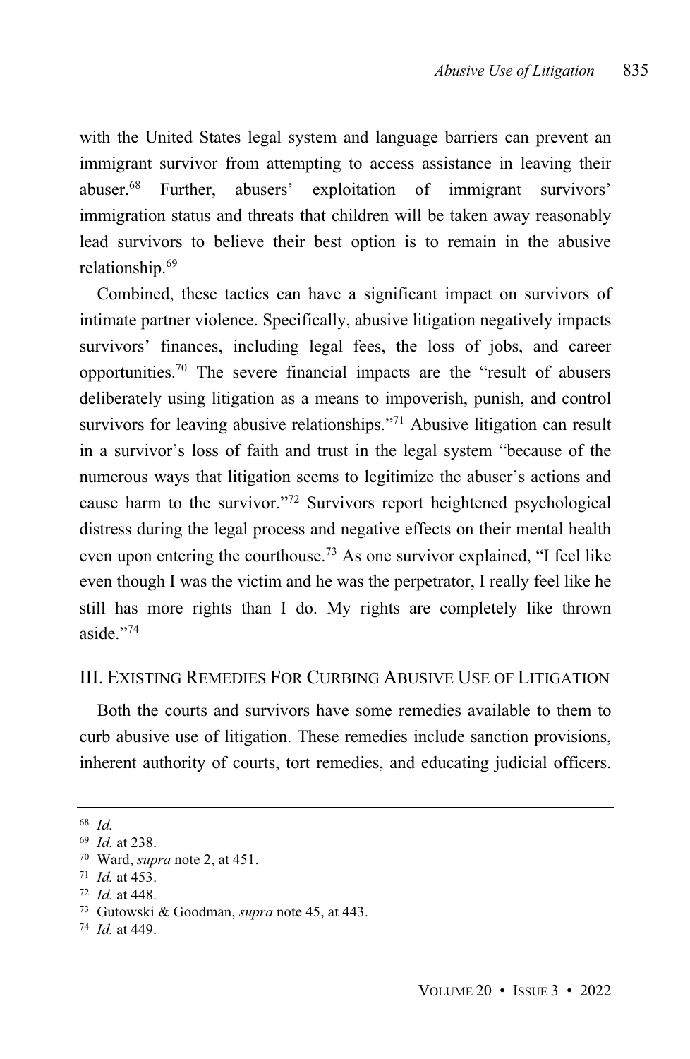with the United States legal system and language barriers can prevent an immigrant survivor from attempting to access assistance in leaving their abuser.[68] Further, abusers' exploitation of immigrant survivors' immigration status and threats that children will be taken away reasonably lead survivors to believe their best option is to remain in the abusive relationship.[69]

Combined, these tactics can have a significant impact on survivors of intimate partner violence. Specifically, abusive litigation negatively impacts survivors' finances, including legal fees, the loss of jobs, and career opportunities.[70] The severe financial impacts are the "result of abusers deliberately using litigation as a means to impoverish, punish, and control survivors for leaving abusive relationships."[71] Abusive litigation can result in a survivor's loss of faith and trust in the legal system "because of the numerous ways that litigation seems to legitimize the abuser's actions and cause harm to the survivor."[72] Survivors report heightened psychological distress during the legal process and negative effects on their mental health even upon entering the courthouse.[73] As one survivor explained, "I feel like even though I was the victim and he was the perpetrator, I really feel like he still has more rights than I do. My rights are completely like thrown aside."[74]

## III. Existing Remedies For Curbing Abusive Use of Litigation

Both the courts and survivors have some remedies available to them to curb abusive use of litigation. These remedies include sanction provisions, inherent authority of courts, tort remedies, and educating judicial officers.

---

[68] *Id.*

[69] *Id.* at 238.

[70] Ward, *supra* note 2, at 451.

[71] *Id.* at 453.

[72] *Id.* at 448.

[73] Gutowski & Goodman, *supra* note 45, at 443.

[74] *Id.* at 449.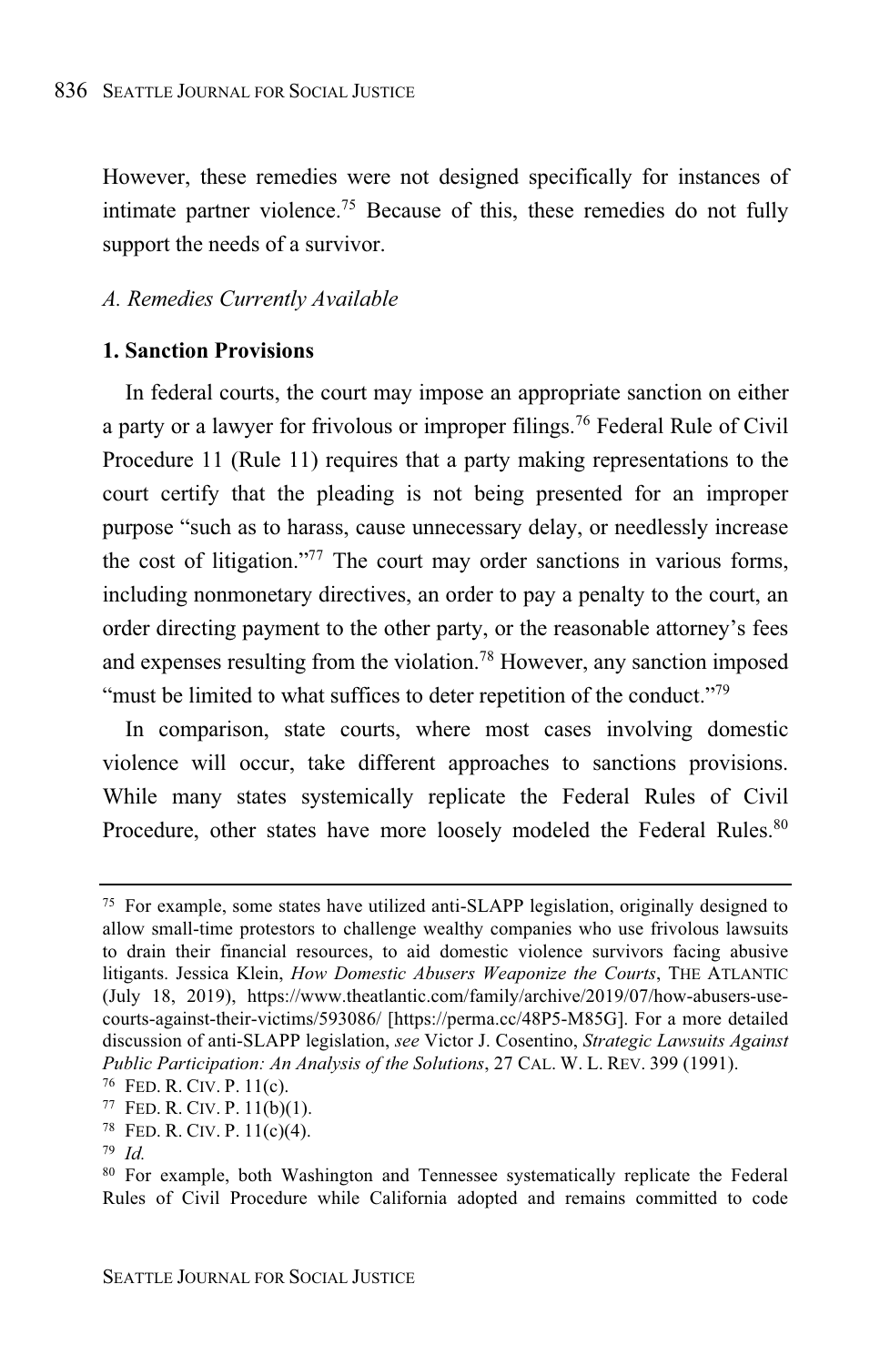However, these remedies were not designed specifically for instances of intimate partner violence.[75] Because of this, these remedies do not fully support the needs of a survivor.

### *A. Remedies Currently Available*

#### **1. Sanction Provisions**

In federal courts, the court may impose an appropriate sanction on either a party or a lawyer for frivolous or improper filings.[76] Federal Rule of Civil Procedure 11 (Rule 11) requires that a party making representations to the court certify that the pleading is not being presented for an improper purpose "such as to harass, cause unnecessary delay, or needlessly increase the cost of litigation."[77] The court may order sanctions in various forms, including nonmonetary directives, an order to pay a penalty to the court, an order directing payment to the other party, or the reasonable attorney's fees and expenses resulting from the violation.[78] However, any sanction imposed "must be limited to what suffices to deter repetition of the conduct."[79]

In comparison, state courts, where most cases involving domestic violence will occur, take different approaches to sanctions provisions. While many states systemically replicate the Federal Rules of Civil Procedure, other states have more loosely modeled the Federal Rules.[80]

---

[75] For example, some states have utilized anti-SLAPP legislation, originally designed to allow small-time protestors to challenge wealthy companies who use frivolous lawsuits to drain their financial resources, to aid domestic violence survivors facing abusive litigants. Jessica Klein, *How Domestic Abusers Weaponize the Courts*, THE ATLANTIC (July 18, 2019), https://www.theatlantic.com/family/archive/2019/07/how-abusers-use-courts-against-their-victims/593086/ [https://perma.cc/48P5-M85G]. For a more detailed discussion of anti-SLAPP legislation, *see* Victor J. Cosentino, *Strategic Lawsuits Against Public Participation: An Analysis of the Solutions*, 27 CAL. W. L. REV. 399 (1991).

[76] FED. R. CIV. P. 11(c).

[77] FED. R. CIV. P. 11(b)(1).

[78] FED. R. CIV. P. 11(c)(4).

[79] *Id.*

[80] For example, both Washington and Tennessee systematically replicate the Federal Rules of Civil Procedure while California adopted and remains committed to code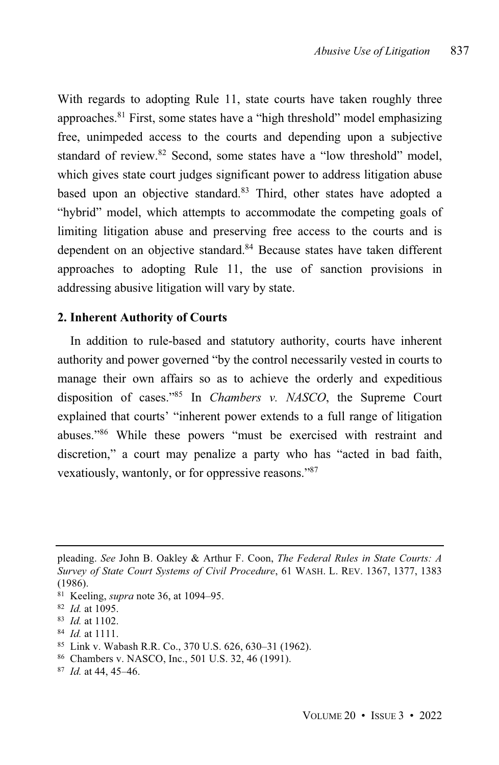With regards to adopting Rule 11, state courts have taken roughly three approaches.[81] First, some states have a "high threshold" model emphasizing free, unimpeded access to the courts and depending upon a subjective standard of review.[82] Second, some states have a "low threshold" model, which gives state court judges significant power to address litigation abuse based upon an objective standard.[83] Third, other states have adopted a "hybrid" model, which attempts to accommodate the competing goals of limiting litigation abuse and preserving free access to the courts and is dependent on an objective standard.[84] Because states have taken different approaches to adopting Rule 11, the use of sanction provisions in addressing abusive litigation will vary by state.

### 2. Inherent Authority of Courts

In addition to rule-based and statutory authority, courts have inherent authority and power governed "by the control necessarily vested in courts to manage their own affairs so as to achieve the orderly and expeditious disposition of cases."[85] In *Chambers v. NASCO*, the Supreme Court explained that courts' "inherent power extends to a full range of litigation abuses."[86] While these powers "must be exercised with restraint and discretion," a court may penalize a party who has "acted in bad faith, vexatiously, wantonly, or for oppressive reasons."[87]

---

pleading. *See* John B. Oakley & Arthur F. Coon, *The Federal Rules in State Courts: A Survey of State Court Systems of Civil Procedure*, 61 WASH. L. REV. 1367, 1377, 1383 (1986).

[81] Keeling, *supra* note 36, at 1094–95.

[82] *Id.* at 1095.

[83] *Id.* at 1102.

[84] *Id.* at 1111.

[85] Link v. Wabash R.R. Co., 370 U.S. 626, 630–31 (1962).

[86] Chambers v. NASCO, Inc., 501 U.S. 32, 46 (1991).

[87] *Id.* at 44, 45–46.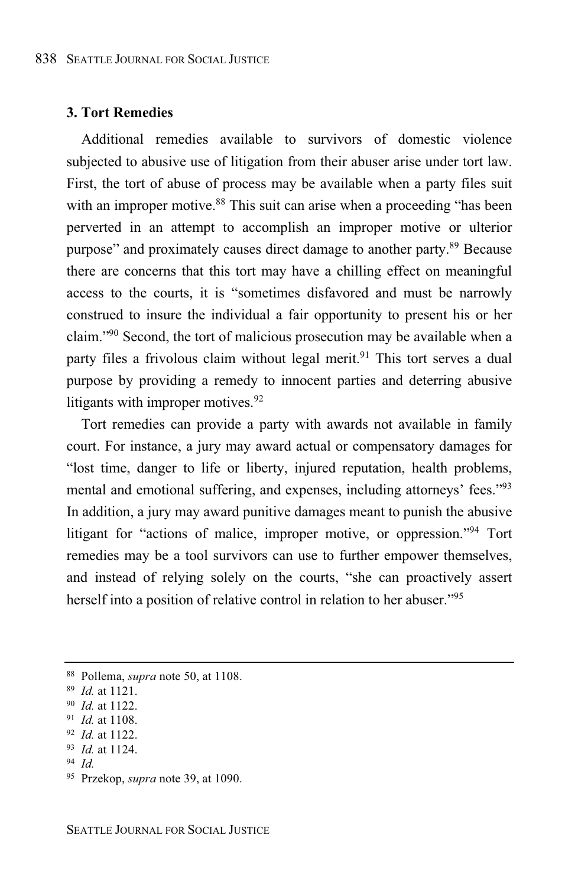### 3. Tort Remedies

Additional remedies available to survivors of domestic violence subjected to abusive use of litigation from their abuser arise under tort law. First, the tort of abuse of process may be available when a party files suit with an improper motive.[88] This suit can arise when a proceeding "has been perverted in an attempt to accomplish an improper motive or ulterior purpose" and proximately causes direct damage to another party.[89] Because there are concerns that this tort may have a chilling effect on meaningful access to the courts, it is "sometimes disfavored and must be narrowly construed to insure the individual a fair opportunity to present his or her claim."[90] Second, the tort of malicious prosecution may be available when a party files a frivolous claim without legal merit.[91] This tort serves a dual purpose by providing a remedy to innocent parties and deterring abusive litigants with improper motives.[92]

Tort remedies can provide a party with awards not available in family court. For instance, a jury may award actual or compensatory damages for "lost time, danger to life or liberty, injured reputation, health problems, mental and emotional suffering, and expenses, including attorneys' fees."[93] In addition, a jury may award punitive damages meant to punish the abusive litigant for "actions of malice, improper motive, or oppression."[94] Tort remedies may be a tool survivors can use to further empower themselves, and instead of relying solely on the courts, "she can proactively assert herself into a position of relative control in relation to her abuser."[95]

---

[88] Pollema, *supra* note 50, at 1108.
[89] *Id.* at 1121.
[90] *Id.* at 1122.
[91] *Id.* at 1108.
[92] *Id.* at 1122.
[93] *Id.* at 1124.
[94] *Id.*
[95] Przekop, *supra* note 39, at 1090.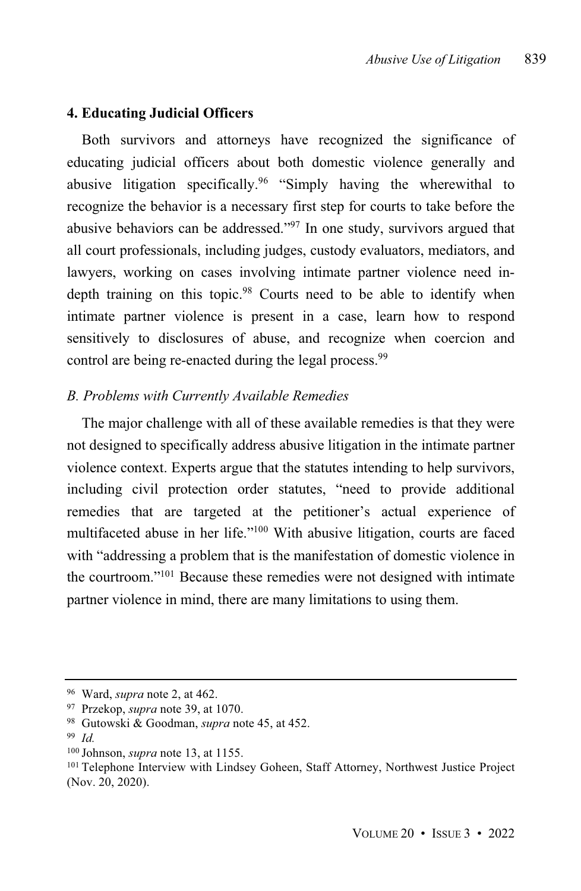#### 4. Educating Judicial Officers

Both survivors and attorneys have recognized the significance of educating judicial officers about both domestic violence generally and abusive litigation specifically.[96] "Simply having the wherewithal to recognize the behavior is a necessary first step for courts to take before the abusive behaviors can be addressed."[97] In one study, survivors argued that all court professionals, including judges, custody evaluators, mediators, and lawyers, working on cases involving intimate partner violence need in-depth training on this topic.[98] Courts need to be able to identify when intimate partner violence is present in a case, learn how to respond sensitively to disclosures of abuse, and recognize when coercion and control are being re-enacted during the legal process.[99]

### *B. Problems with Currently Available Remedies*

The major challenge with all of these available remedies is that they were not designed to specifically address abusive litigation in the intimate partner violence context. Experts argue that the statutes intending to help survivors, including civil protection order statutes, "need to provide additional remedies that are targeted at the petitioner's actual experience of multifaceted abuse in her life."[100] With abusive litigation, courts are faced with "addressing a problem that is the manifestation of domestic violence in the courtroom."[101] Because these remedies were not designed with intimate partner violence in mind, there are many limitations to using them.

---

[96] Ward, *supra* note 2, at 462.

[97] Przekop, *supra* note 39, at 1070.

[98] Gutowski & Goodman, *supra* note 45, at 452.

[99] *Id.*

[100] Johnson, *supra* note 13, at 1155.

[101] Telephone Interview with Lindsey Goheen, Staff Attorney, Northwest Justice Project (Nov. 20, 2020).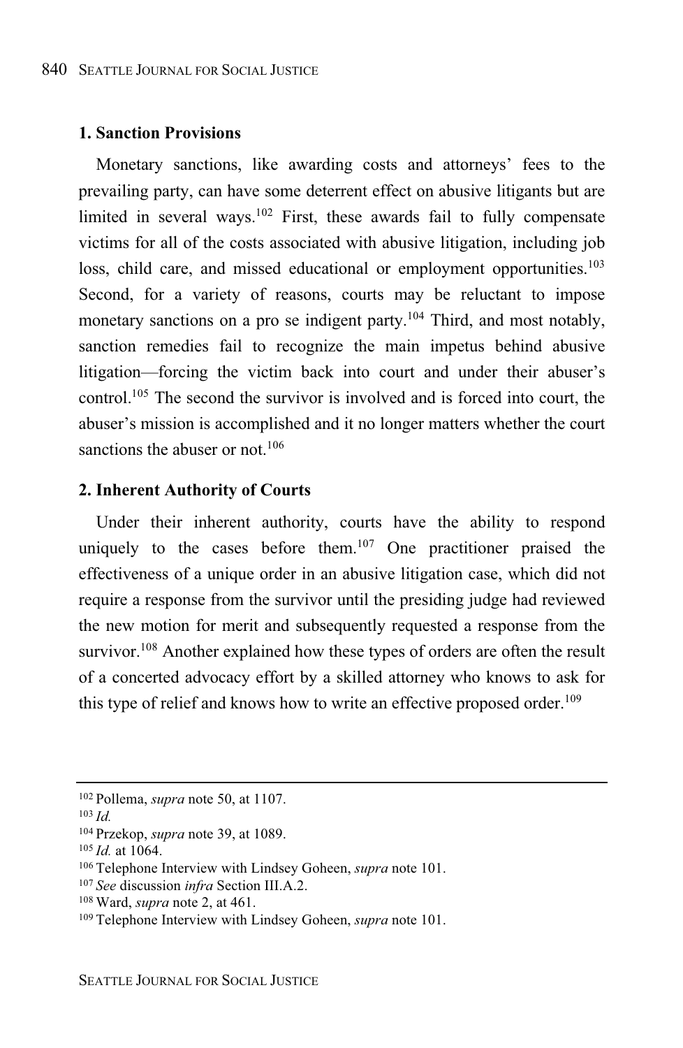**1. Sanction Provisions**

Monetary sanctions, like awarding costs and attorneys' fees to the prevailing party, can have some deterrent effect on abusive litigants but are limited in several ways.[102] First, these awards fail to fully compensate victims for all of the costs associated with abusive litigation, including job loss, child care, and missed educational or employment opportunities.[103] Second, for a variety of reasons, courts may be reluctant to impose monetary sanctions on a pro se indigent party.[104] Third, and most notably, sanction remedies fail to recognize the main impetus behind abusive litigation—forcing the victim back into court and under their abuser's control.[105] The second the survivor is involved and is forced into court, the abuser's mission is accomplished and it no longer matters whether the court sanctions the abuser or not.[106]

**2. Inherent Authority of Courts**

Under their inherent authority, courts have the ability to respond uniquely to the cases before them.[107] One practitioner praised the effectiveness of a unique order in an abusive litigation case, which did not require a response from the survivor until the presiding judge had reviewed the new motion for merit and subsequently requested a response from the survivor.[108] Another explained how these types of orders are often the result of a concerted advocacy effort by a skilled attorney who knows to ask for this type of relief and knows how to write an effective proposed order.[109]

---

[102] Pollema, *supra* note 50, at 1107.

[103] *Id.*

[104] Przekop, *supra* note 39, at 1089.

[105] *Id.* at 1064.

[106] Telephone Interview with Lindsey Goheen, *supra* note 101.

[107] *See* discussion *infra* Section III.A.2.

[108] Ward, *supra* note 2, at 461.

[109] Telephone Interview with Lindsey Goheen, *supra* note 101.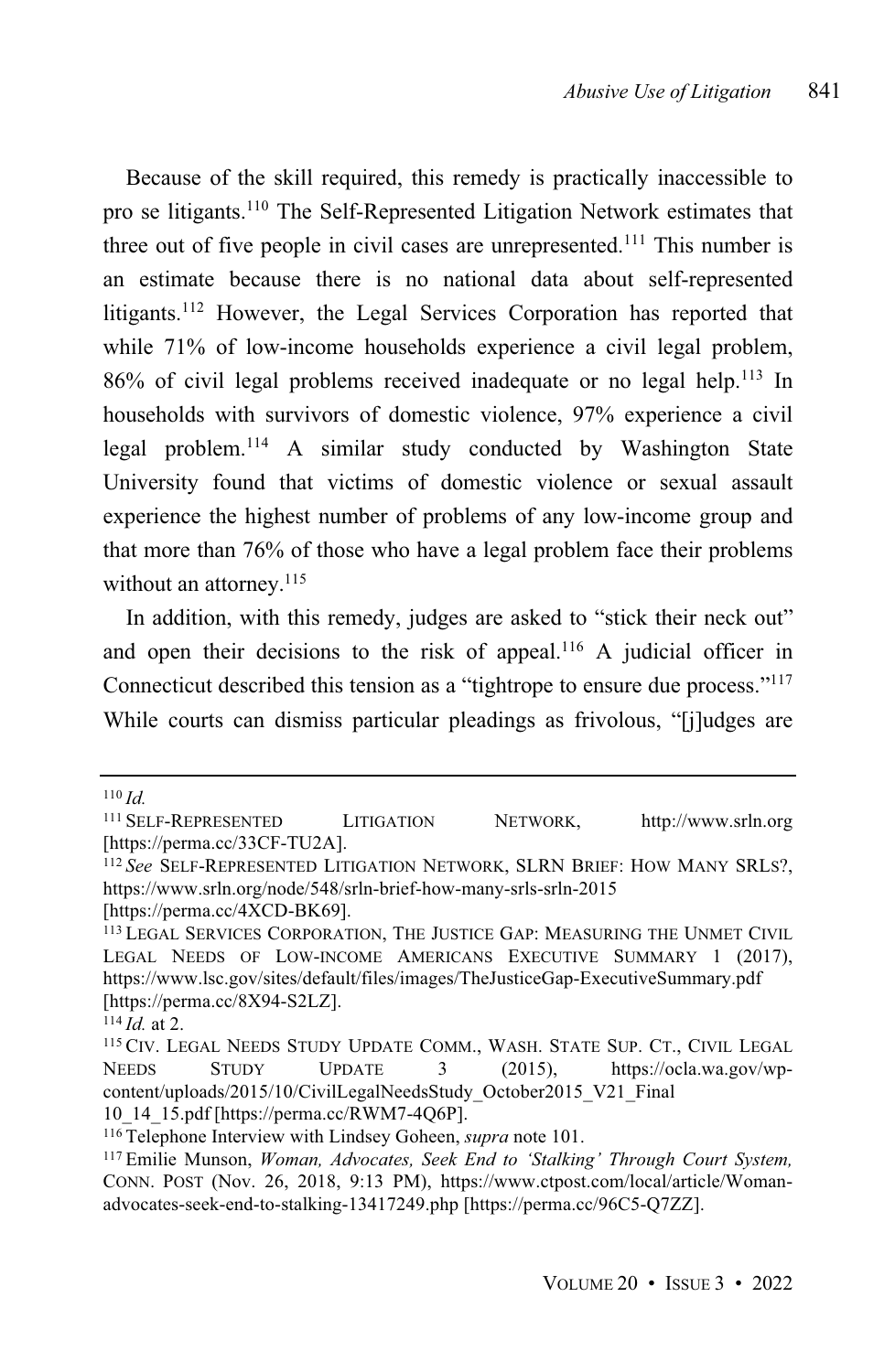Because of the skill required, this remedy is practically inaccessible to pro se litigants.[110] The Self-Represented Litigation Network estimates that three out of five people in civil cases are unrepresented.[111] This number is an estimate because there is no national data about self-represented litigants.[112] However, the Legal Services Corporation has reported that while 71% of low-income households experience a civil legal problem, 86% of civil legal problems received inadequate or no legal help.[113] In households with survivors of domestic violence, 97% experience a civil legal problem.[114] A similar study conducted by Washington State University found that victims of domestic violence or sexual assault experience the highest number of problems of any low-income group and that more than 76% of those who have a legal problem face their problems without an attorney.[115]

In addition, with this remedy, judges are asked to "stick their neck out" and open their decisions to the risk of appeal.[116] A judicial officer in Connecticut described this tension as a "tightrope to ensure due process."[117] While courts can dismiss particular pleadings as frivolous, "[j]udges are

---

[110] *Id.*

[111] SELF-REPRESENTED LITIGATION NETWORK, http://www.srln.org [https://perma.cc/33CF-TU2A].

[112] *See* SELF-REPRESENTED LITIGATION NETWORK, SLRN BRIEF: HOW MANY SRLS?, https://www.srln.org/node/548/srln-brief-how-many-srls-srln-2015 [https://perma.cc/4XCD-BK69].

[113] LEGAL SERVICES CORPORATION, THE JUSTICE GAP: MEASURING THE UNMET CIVIL LEGAL NEEDS OF LOW-INCOME AMERICANS EXECUTIVE SUMMARY 1 (2017), https://www.lsc.gov/sites/default/files/images/TheJusticeGap-ExecutiveSummary.pdf [https://perma.cc/8X94-S2LZ].

[114] *Id.* at 2.

[115] CIV. LEGAL NEEDS STUDY UPDATE COMM., WASH. STATE SUP. CT., CIVIL LEGAL NEEDS STUDY UPDATE 3 (2015), https://ocla.wa.gov/wp-content/uploads/2015/10/CivilLegalNeedsStudy_October2015_V21_Final 10_14_15.pdf [https://perma.cc/RWM7-4Q6P].

[116] Telephone Interview with Lindsey Goheen, *supra* note 101.

[117] Emilie Munson, *Woman, Advocates, Seek End to 'Stalking' Through Court System,* CONN. POST (Nov. 26, 2018, 9:13 PM), https://www.ctpost.com/local/article/Woman-advocates-seek-end-to-stalking-13417249.php [https://perma.cc/96C5-Q7ZZ].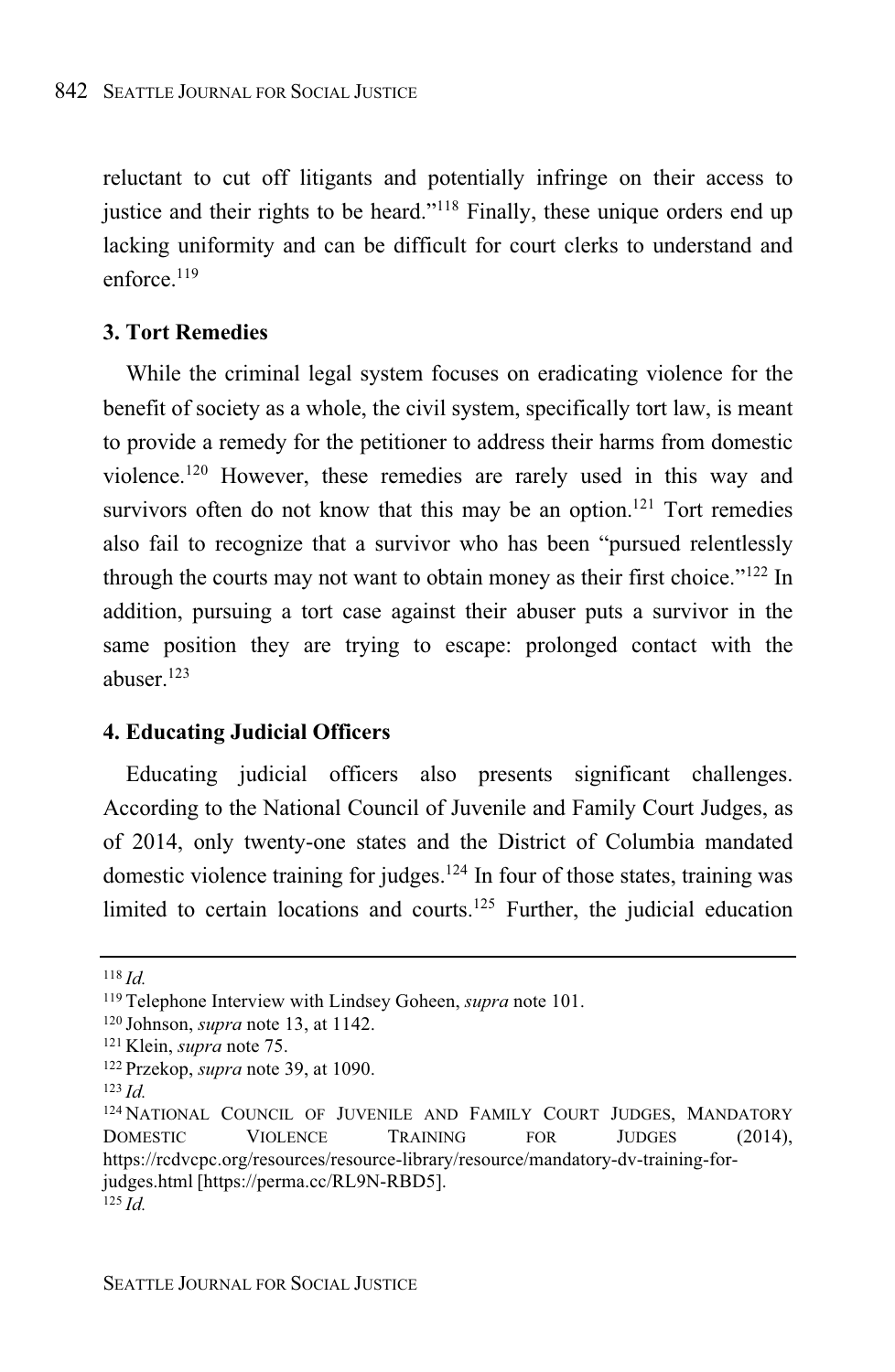reluctant to cut off litigants and potentially infringe on their access to justice and their rights to be heard."[118] Finally, these unique orders end up lacking uniformity and can be difficult for court clerks to understand and enforce.[119]

### 3. Tort Remedies

While the criminal legal system focuses on eradicating violence for the benefit of society as a whole, the civil system, specifically tort law, is meant to provide a remedy for the petitioner to address their harms from domestic violence.[120] However, these remedies are rarely used in this way and survivors often do not know that this may be an option.[121] Tort remedies also fail to recognize that a survivor who has been "pursued relentlessly through the courts may not want to obtain money as their first choice."[122] In addition, pursuing a tort case against their abuser puts a survivor in the same position they are trying to escape: prolonged contact with the abuser.[123]

### 4. Educating Judicial Officers

Educating judicial officers also presents significant challenges. According to the National Council of Juvenile and Family Court Judges, as of 2014, only twenty-one states and the District of Columbia mandated domestic violence training for judges.[124] In four of those states, training was limited to certain locations and courts.[125] Further, the judicial education

---

[118] *Id.*

[119] Telephone Interview with Lindsey Goheen, *supra* note 101.

[120] Johnson, *supra* note 13, at 1142.

[121] Klein, *supra* note 75.

[122] Przekop, *supra* note 39, at 1090.

[123] *Id.*

[124] NATIONAL COUNCIL OF JUVENILE AND FAMILY COURT JUDGES, MANDATORY DOMESTIC VIOLENCE TRAINING FOR JUDGES (2014), https://rcdvcpc.org/resources/resource-library/resource/mandatory-dv-training-for-judges.html [https://perma.cc/RL9N-RBD5].

[125] *Id.*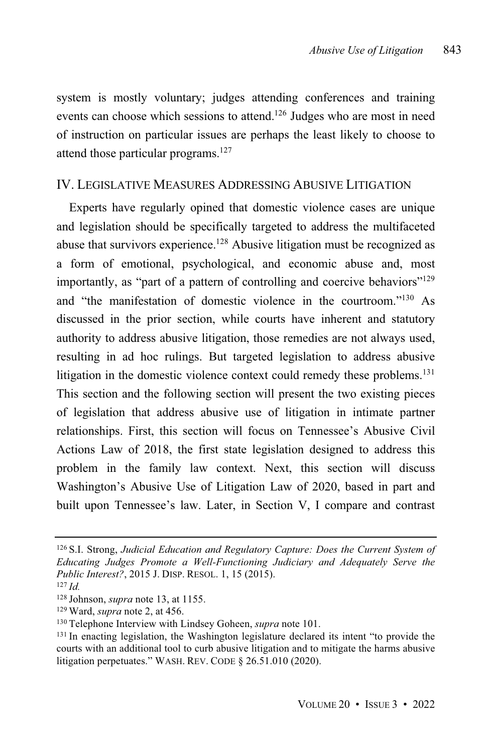system is mostly voluntary; judges attending conferences and training events can choose which sessions to attend.[126] Judges who are most in need of instruction on particular issues are perhaps the least likely to choose to attend those particular programs.[127]

## IV. Legislative Measures Addressing Abusive Litigation

Experts have regularly opined that domestic violence cases are unique and legislation should be specifically targeted to address the multifaceted abuse that survivors experience.[128] Abusive litigation must be recognized as a form of emotional, psychological, and economic abuse and, most importantly, as "part of a pattern of controlling and coercive behaviors"[129] and "the manifestation of domestic violence in the courtroom."[130] As discussed in the prior section, while courts have inherent and statutory authority to address abusive litigation, those remedies are not always used, resulting in ad hoc rulings. But targeted legislation to address abusive litigation in the domestic violence context could remedy these problems.[131] This section and the following section will present the two existing pieces of legislation that address abusive use of litigation in intimate partner relationships. First, this section will focus on Tennessee's Abusive Civil Actions Law of 2018, the first state legislation designed to address this problem in the family law context. Next, this section will discuss Washington's Abusive Use of Litigation Law of 2020, based in part and built upon Tennessee's law. Later, in Section V, I compare and contrast

---

[126] S.I. Strong, *Judicial Education and Regulatory Capture: Does the Current System of Educating Judges Promote a Well-Functioning Judiciary and Adequately Serve the Public Interest?*, 2015 J. DISP. RESOL. 1, 15 (2015).

[127] *Id.*

[128] Johnson, *supra* note 13, at 1155.

[129] Ward, *supra* note 2, at 456.

[130] Telephone Interview with Lindsey Goheen, *supra* note 101.

[131] In enacting legislation, the Washington legislature declared its intent "to provide the courts with an additional tool to curb abusive litigation and to mitigate the harms abusive litigation perpetuates." WASH. REV. CODE § 26.51.010 (2020).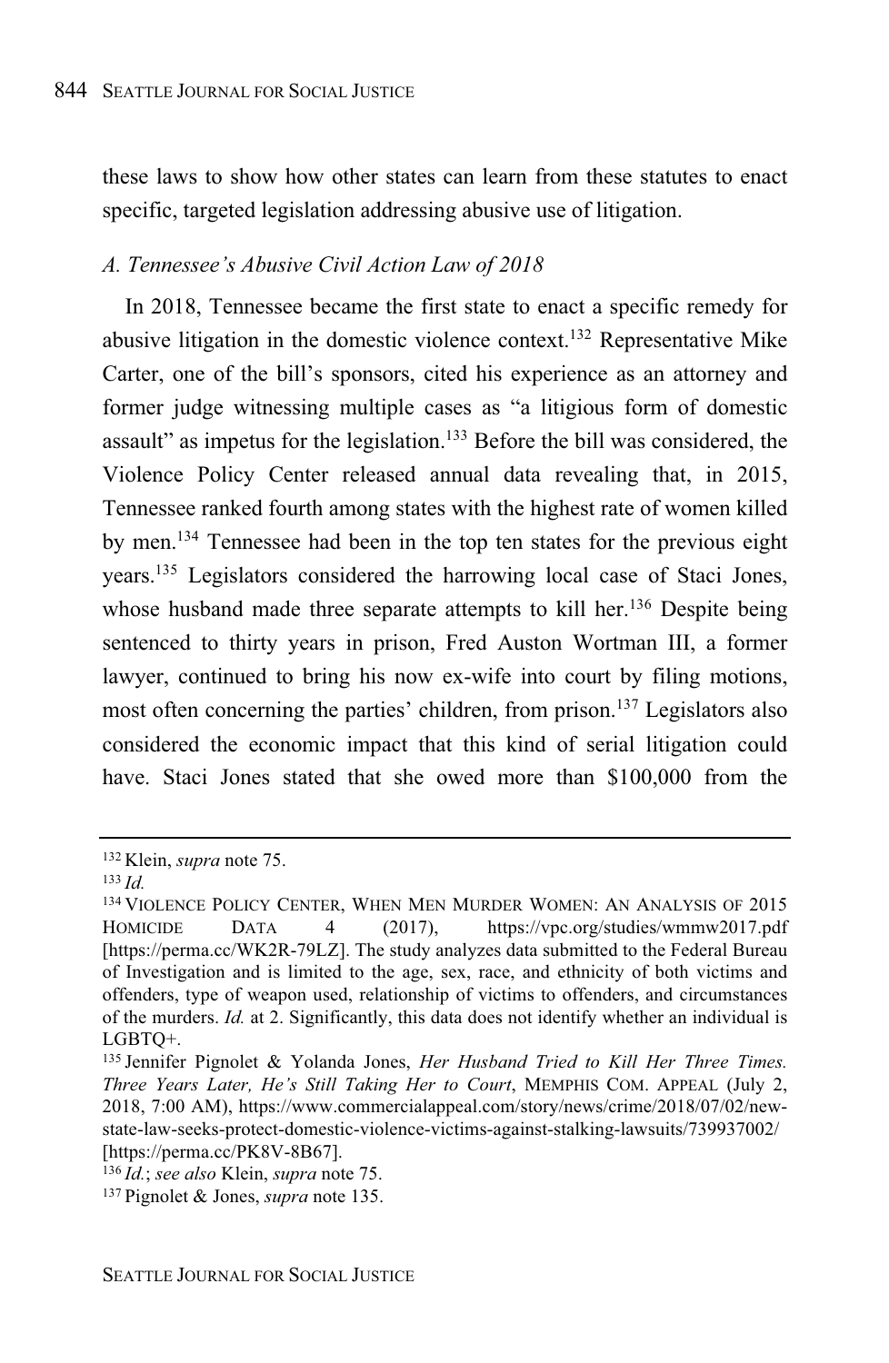these laws to show how other states can learn from these statutes to enact specific, targeted legislation addressing abusive use of litigation.

### *A. Tennessee's Abusive Civil Action Law of 2018*

In 2018, Tennessee became the first state to enact a specific remedy for abusive litigation in the domestic violence context.[132] Representative Mike Carter, one of the bill's sponsors, cited his experience as an attorney and former judge witnessing multiple cases as "a litigious form of domestic assault" as impetus for the legislation.[133] Before the bill was considered, the Violence Policy Center released annual data revealing that, in 2015, Tennessee ranked fourth among states with the highest rate of women killed by men.[134] Tennessee had been in the top ten states for the previous eight years.[135] Legislators considered the harrowing local case of Staci Jones, whose husband made three separate attempts to kill her.[136] Despite being sentenced to thirty years in prison, Fred Auston Wortman III, a former lawyer, continued to bring his now ex-wife into court by filing motions, most often concerning the parties' children, from prison.[137] Legislators also considered the economic impact that this kind of serial litigation could have. Staci Jones stated that she owed more than $100,000 from the

---

[132] Klein, *supra* note 75.

[133] *Id.*

[134] VIOLENCE POLICY CENTER, WHEN MEN MURDER WOMEN: AN ANALYSIS OF 2015 HOMICIDE DATA 4 (2017), https://vpc.org/studies/wmmw2017.pdf [https://perma.cc/WK2R-79LZ]. The study analyzes data submitted to the Federal Bureau of Investigation and is limited to the age, sex, race, and ethnicity of both victims and offenders, type of weapon used, relationship of victims to offenders, and circumstances of the murders. *Id.* at 2. Significantly, this data does not identify whether an individual is LGBTQ+.

[135] Jennifer Pignolet & Yolanda Jones, *Her Husband Tried to Kill Her Three Times. Three Years Later, He's Still Taking Her to Court*, MEMPHIS COM. APPEAL (July 2, 2018, 7:00 AM), https://www.commercialappeal.com/story/news/crime/2018/07/02/new-state-law-seeks-protect-domestic-violence-victims-against-stalking-lawsuits/739937002/ [https://perma.cc/PK8V-8B67].

[136] *Id.*; *see also* Klein, *supra* note 75.

[137] Pignolet & Jones, *supra* note 135.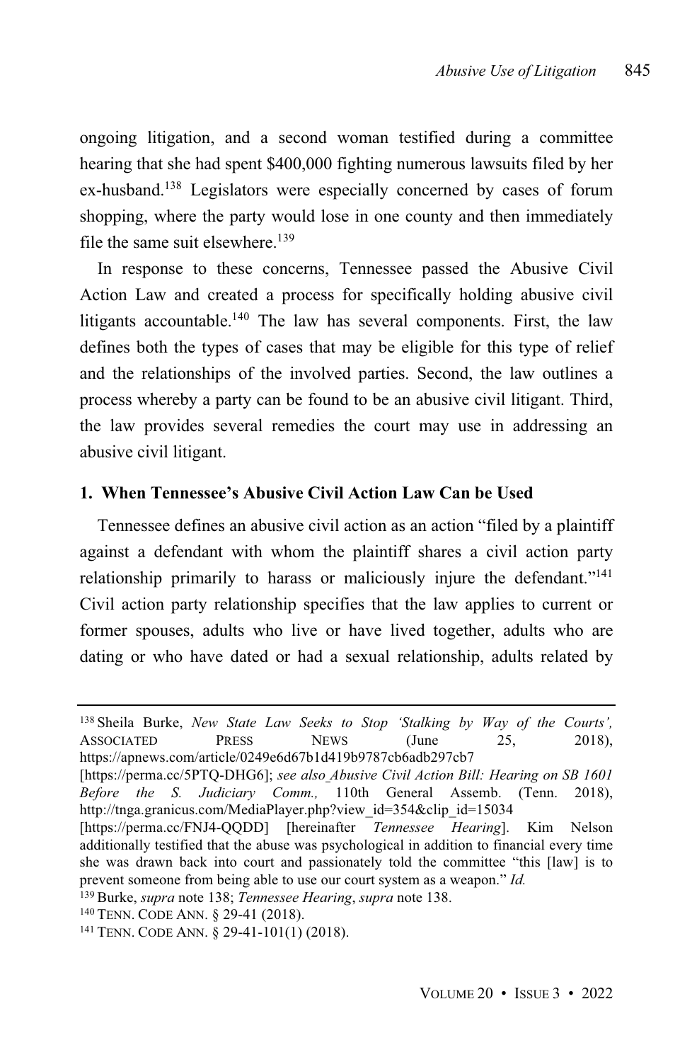ongoing litigation, and a second woman testified during a committee hearing that she had spent $400,000 fighting numerous lawsuits filed by her ex-husband.[138] Legislators were especially concerned by cases of forum shopping, where the party would lose in one county and then immediately file the same suit elsewhere.[139]

In response to these concerns, Tennessee passed the Abusive Civil Action Law and created a process for specifically holding abusive civil litigants accountable.[140] The law has several components. First, the law defines both the types of cases that may be eligible for this type of relief and the relationships of the involved parties. Second, the law outlines a process whereby a party can be found to be an abusive civil litigant. Third, the law provides several remedies the court may use in addressing an abusive civil litigant.

### 1. When Tennessee's Abusive Civil Action Law Can be Used

Tennessee defines an abusive civil action as an action "filed by a plaintiff against a defendant with whom the plaintiff shares a civil action party relationship primarily to harass or maliciously injure the defendant."[141] Civil action party relationship specifies that the law applies to current or former spouses, adults who live or have lived together, adults who are dating or who have dated or had a sexual relationship, adults related by

---

[138] Sheila Burke, *New State Law Seeks to Stop 'Stalking by Way of the Courts',* ASSOCIATED PRESS NEWS (June 25, 2018), https://apnews.com/article/0249e6d67b1d419b9787cb6adb297cb7 [https://perma.cc/5PTQ-DHG6]; *see also Abusive Civil Action Bill: Hearing on SB 1601 Before the S. Judiciary Comm.,* 110th General Assemb. (Tenn. 2018), http://tnga.granicus.com/MediaPlayer.php?view_id=354&clip_id=15034 [https://perma.cc/FNJ4-QQDD] [hereinafter *Tennessee Hearing*]. Kim Nelson additionally testified that the abuse was psychological in addition to financial every time she was drawn back into court and passionately told the committee "this [law] is to prevent someone from being able to use our court system as a weapon." *Id.*

[139] Burke, *supra* note 138; *Tennessee Hearing*, *supra* note 138.

[140] TENN. CODE ANN. § 29-41 (2018).

[141] TENN. CODE ANN. § 29-41-101(1) (2018).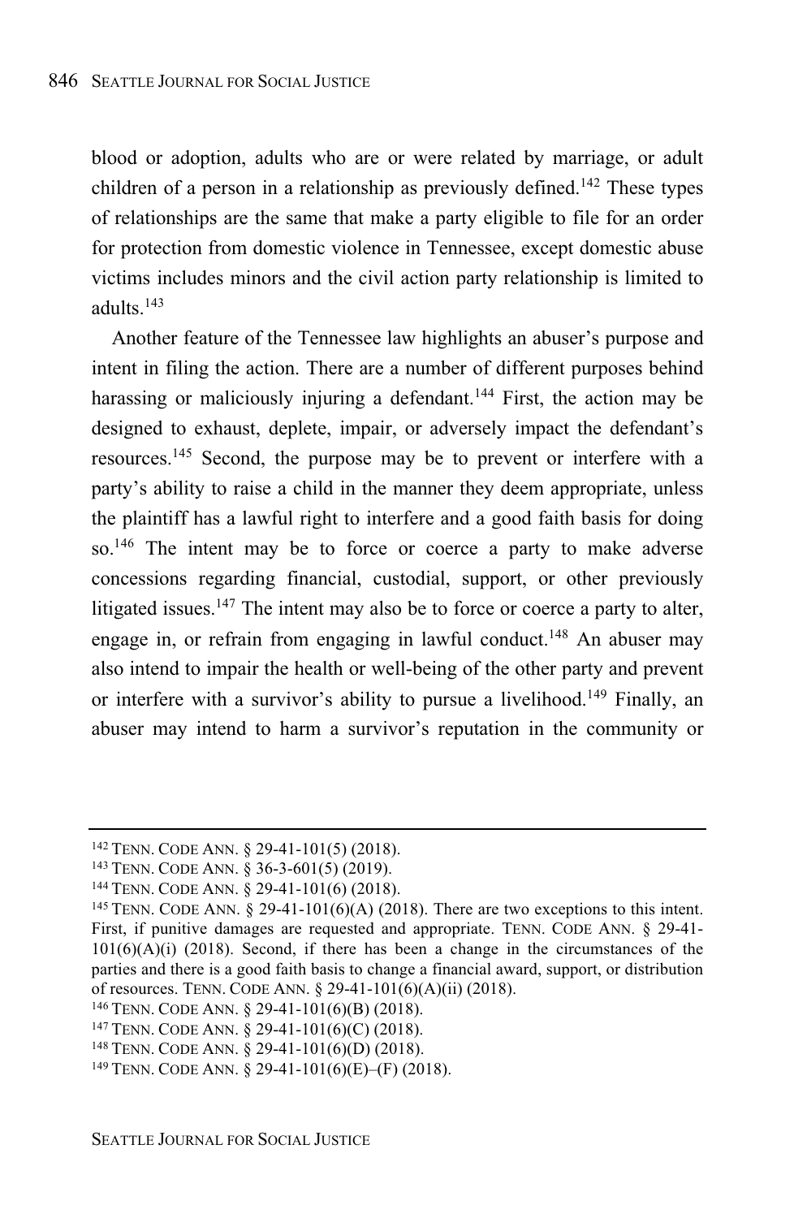blood or adoption, adults who are or were related by marriage, or adult children of a person in a relationship as previously defined.[142] These types of relationships are the same that make a party eligible to file for an order for protection from domestic violence in Tennessee, except domestic abuse victims includes minors and the civil action party relationship is limited to adults.[143]

Another feature of the Tennessee law highlights an abuser's purpose and intent in filing the action. There are a number of different purposes behind harassing or maliciously injuring a defendant.[144] First, the action may be designed to exhaust, deplete, impair, or adversely impact the defendant's resources.[145] Second, the purpose may be to prevent or interfere with a party's ability to raise a child in the manner they deem appropriate, unless the plaintiff has a lawful right to interfere and a good faith basis for doing so.[146] The intent may be to force or coerce a party to make adverse concessions regarding financial, custodial, support, or other previously litigated issues.[147] The intent may also be to force or coerce a party to alter, engage in, or refrain from engaging in lawful conduct.[148] An abuser may also intend to impair the health or well-being of the other party and prevent or interfere with a survivor's ability to pursue a livelihood.[149] Finally, an abuser may intend to harm a survivor's reputation in the community or

---

[142] TENN. CODE ANN. § 29-41-101(5) (2018).

[143] TENN. CODE ANN. § 36-3-601(5) (2019).

[144] TENN. CODE ANN. § 29-41-101(6) (2018).

[145] TENN. CODE ANN. § 29-41-101(6)(A) (2018). There are two exceptions to this intent. First, if punitive damages are requested and appropriate. TENN. CODE ANN. § 29-41-101(6)(A)(i) (2018). Second, if there has been a change in the circumstances of the parties and there is a good faith basis to change a financial award, support, or distribution of resources. TENN. CODE ANN. § 29-41-101(6)(A)(ii) (2018).

[146] TENN. CODE ANN. § 29-41-101(6)(B) (2018).

[147] TENN. CODE ANN. § 29-41-101(6)(C) (2018).

[148] TENN. CODE ANN. § 29-41-101(6)(D) (2018).

[149] TENN. CODE ANN. § 29-41-101(6)(E)–(F) (2018).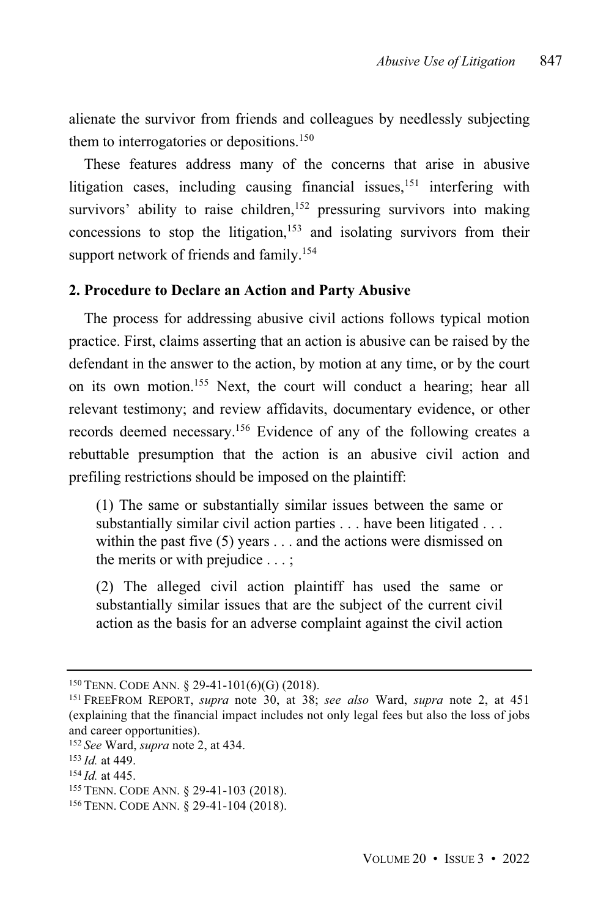alienate the survivor from friends and colleagues by needlessly subjecting them to interrogatories or depositions.[150]

These features address many of the concerns that arise in abusive litigation cases, including causing financial issues,[151] interfering with survivors' ability to raise children,[152] pressuring survivors into making concessions to stop the litigation,[153] and isolating survivors from their support network of friends and family.[154]

### 2. Procedure to Declare an Action and Party Abusive

The process for addressing abusive civil actions follows typical motion practice. First, claims asserting that an action is abusive can be raised by the defendant in the answer to the action, by motion at any time, or by the court on its own motion.[155] Next, the court will conduct a hearing; hear all relevant testimony; and review affidavits, documentary evidence, or other records deemed necessary.[156] Evidence of any of the following creates a rebuttable presumption that the action is an abusive civil action and prefiling restrictions should be imposed on the plaintiff:

> (1) The same or substantially similar issues between the same or substantially similar civil action parties . . . have been litigated . . . within the past five (5) years . . . and the actions were dismissed on the merits or with prejudice . . . ;
>
> (2) The alleged civil action plaintiff has used the same or substantially similar issues that are the subject of the current civil action as the basis for an adverse complaint against the civil action

---

[150] TENN. CODE ANN. § 29-41-101(6)(G) (2018).

[151] FREEFROM REPORT, *supra* note 30, at 38; *see also* Ward, *supra* note 2, at 451 (explaining that the financial impact includes not only legal fees but also the loss of jobs and career opportunities).

[152] *See* Ward, *supra* note 2, at 434.

[153] *Id.* at 449.

[154] *Id.* at 445.

[155] TENN. CODE ANN. § 29-41-103 (2018).

[156] TENN. CODE ANN. § 29-41-104 (2018).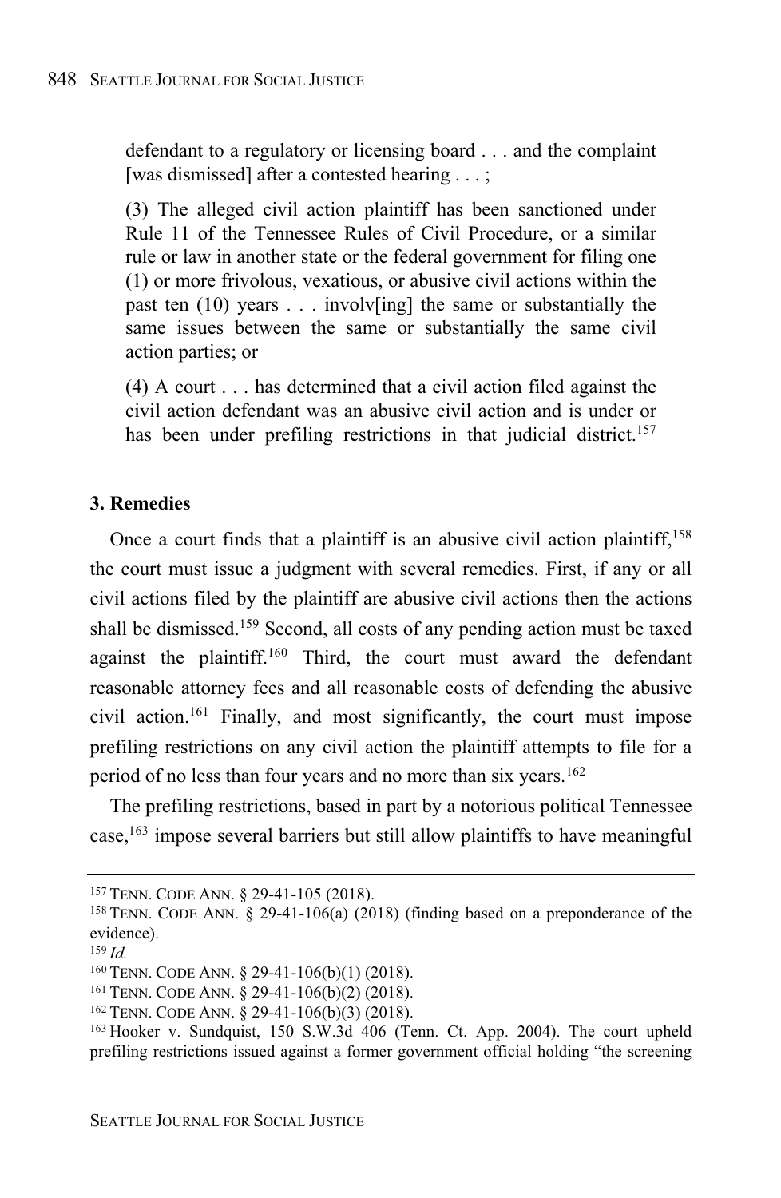> defendant to a regulatory or licensing board . . . and the complaint [was dismissed] after a contested hearing . . . ;
>
> (3) The alleged civil action plaintiff has been sanctioned under Rule 11 of the Tennessee Rules of Civil Procedure, or a similar rule or law in another state or the federal government for filing one (1) or more frivolous, vexatious, or abusive civil actions within the past ten (10) years . . . involv[ing] the same or substantially the same issues between the same or substantially the same civil action parties; or
>
> (4) A court . . . has determined that a civil action filed against the civil action defendant was an abusive civil action and is under or has been under prefiling restrictions in that judicial district.[157]

**3. Remedies**

Once a court finds that a plaintiff is an abusive civil action plaintiff,[158] the court must issue a judgment with several remedies. First, if any or all civil actions filed by the plaintiff are abusive civil actions then the actions shall be dismissed.[159] Second, all costs of any pending action must be taxed against the plaintiff.[160] Third, the court must award the defendant reasonable attorney fees and all reasonable costs of defending the abusive civil action.[161] Finally, and most significantly, the court must impose prefiling restrictions on any civil action the plaintiff attempts to file for a period of no less than four years and no more than six years.[162]

The prefiling restrictions, based in part by a notorious political Tennessee case,[163] impose several barriers but still allow plaintiffs to have meaningful

---

[157] TENN. CODE ANN. § 29-41-105 (2018).

[158] TENN. CODE ANN. § 29-41-106(a) (2018) (finding based on a preponderance of the evidence).

[159] *Id.*

[160] TENN. CODE ANN. § 29-41-106(b)(1) (2018).

[161] TENN. CODE ANN. § 29-41-106(b)(2) (2018).

[162] TENN. CODE ANN. § 29-41-106(b)(3) (2018).

[163] Hooker v. Sundquist, 150 S.W.3d 406 (Tenn. Ct. App. 2004). The court upheld prefiling restrictions issued against a former government official holding "the screening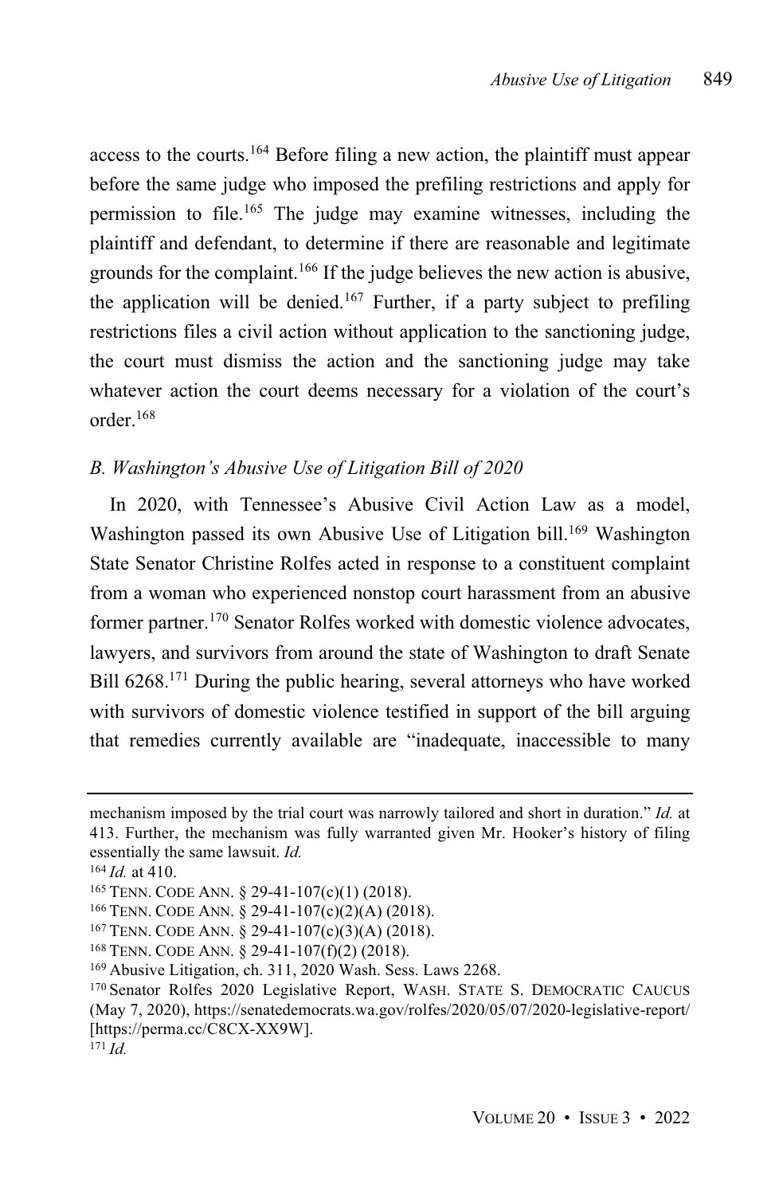access to the courts.[164] Before filing a new action, the plaintiff must appear before the same judge who imposed the prefiling restrictions and apply for permission to file.[165] The judge may examine witnesses, including the plaintiff and defendant, to determine if there are reasonable and legitimate grounds for the complaint.[166] If the judge believes the new action is abusive, the application will be denied.[167] Further, if a party subject to prefiling restrictions files a civil action without application to the sanctioning judge, the court must dismiss the action and the sanctioning judge may take whatever action the court deems necessary for a violation of the court's order.[168]

### *B. Washington's Abusive Use of Litigation Bill of 2020*

In 2020, with Tennessee's Abusive Civil Action Law as a model, Washington passed its own Abusive Use of Litigation bill.[169] Washington State Senator Christine Rolfes acted in response to a constituent complaint from a woman who experienced nonstop court harassment from an abusive former partner.[170] Senator Rolfes worked with domestic violence advocates, lawyers, and survivors from around the state of Washington to draft Senate Bill 6268.[171] During the public hearing, several attorneys who have worked with survivors of domestic violence testified in support of the bill arguing that remedies currently available are "inadequate, inaccessible to many

---

mechanism imposed by the trial court was narrowly tailored and short in duration." *Id.* at 413. Further, the mechanism was fully warranted given Mr. Hooker's history of filing essentially the same lawsuit. *Id.*

[164] *Id.* at 410.

[165] TENN. CODE ANN. § 29-41-107(c)(1) (2018).

[166] TENN. CODE ANN. § 29-41-107(c)(2)(A) (2018).

[167] TENN. CODE ANN. § 29-41-107(c)(3)(A) (2018).

[168] TENN. CODE ANN. § 29-41-107(f)(2) (2018).

[169] Abusive Litigation, ch. 311, 2020 Wash. Sess. Laws 2268.

[170] Senator Rolfes 2020 Legislative Report, WASH. STATE S. DEMOCRATIC CAUCUS (May 7, 2020), https://senatedemocrats.wa.gov/rolfes/2020/05/07/2020-legislative-report/ [https://perma.cc/C8CX-XX9W].

[171] *Id.*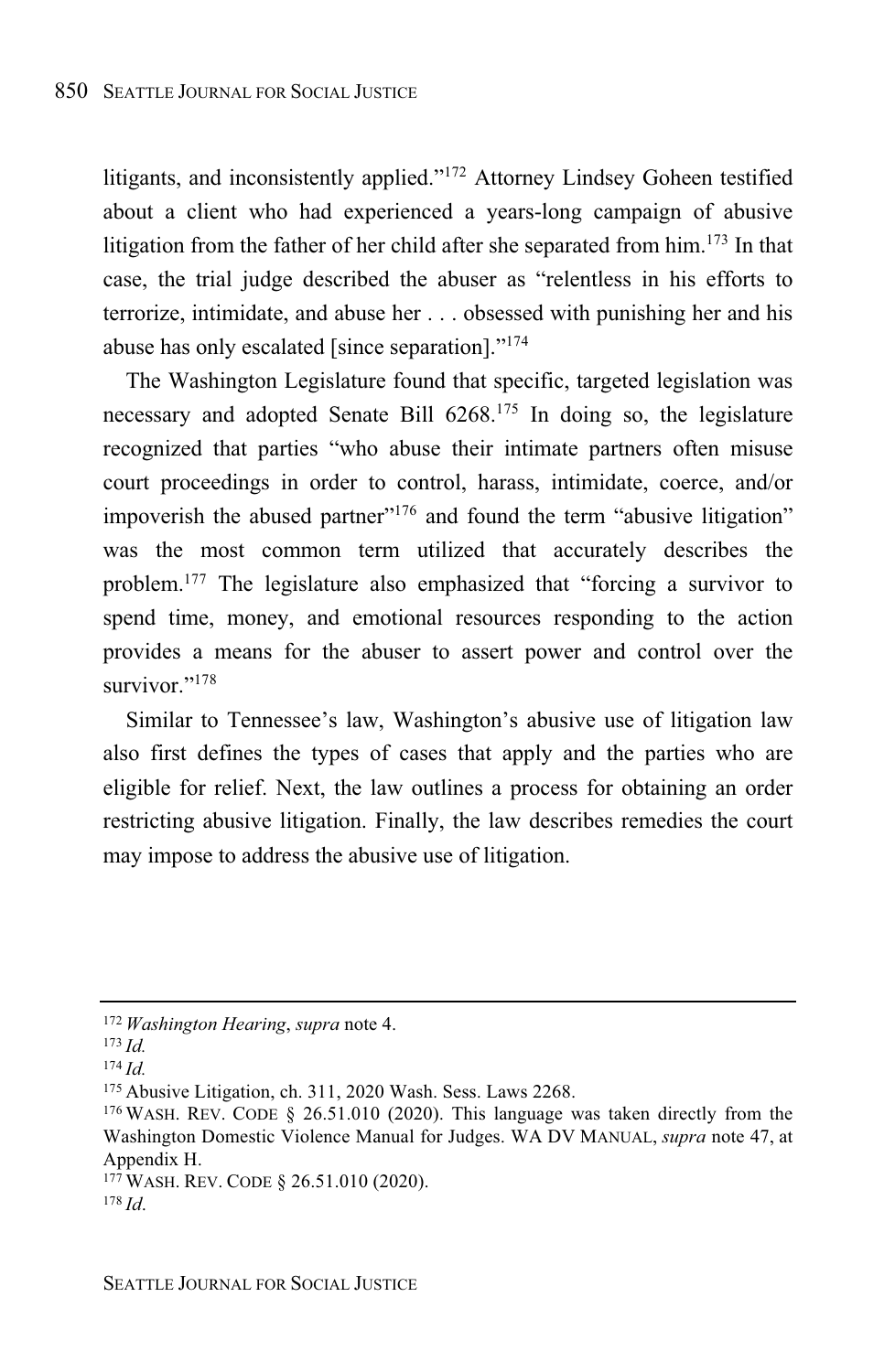litigants, and inconsistently applied."[172] Attorney Lindsey Goheen testified about a client who had experienced a years-long campaign of abusive litigation from the father of her child after she separated from him.[173] In that case, the trial judge described the abuser as "relentless in his efforts to terrorize, intimidate, and abuse her . . . obsessed with punishing her and his abuse has only escalated [since separation]."[174]

The Washington Legislature found that specific, targeted legislation was necessary and adopted Senate Bill 6268.[175] In doing so, the legislature recognized that parties "who abuse their intimate partners often misuse court proceedings in order to control, harass, intimidate, coerce, and/or impoverish the abused partner"[176] and found the term "abusive litigation" was the most common term utilized that accurately describes the problem.[177] The legislature also emphasized that "forcing a survivor to spend time, money, and emotional resources responding to the action provides a means for the abuser to assert power and control over the survivor."[178]

Similar to Tennessee's law, Washington's abusive use of litigation law also first defines the types of cases that apply and the parties who are eligible for relief. Next, the law outlines a process for obtaining an order restricting abusive litigation. Finally, the law describes remedies the court may impose to address the abusive use of litigation.

---

[172] *Washington Hearing*, *supra* note 4.

[173] *Id.*

[174] *Id.*

[175] Abusive Litigation, ch. 311, 2020 Wash. Sess. Laws 2268.

[176] WASH. REV. CODE § 26.51.010 (2020). This language was taken directly from the Washington Domestic Violence Manual for Judges. WA DV MANUAL, *supra* note 47, at Appendix H.

[177] WASH. REV. CODE § 26.51.010 (2020).

[178] *Id.*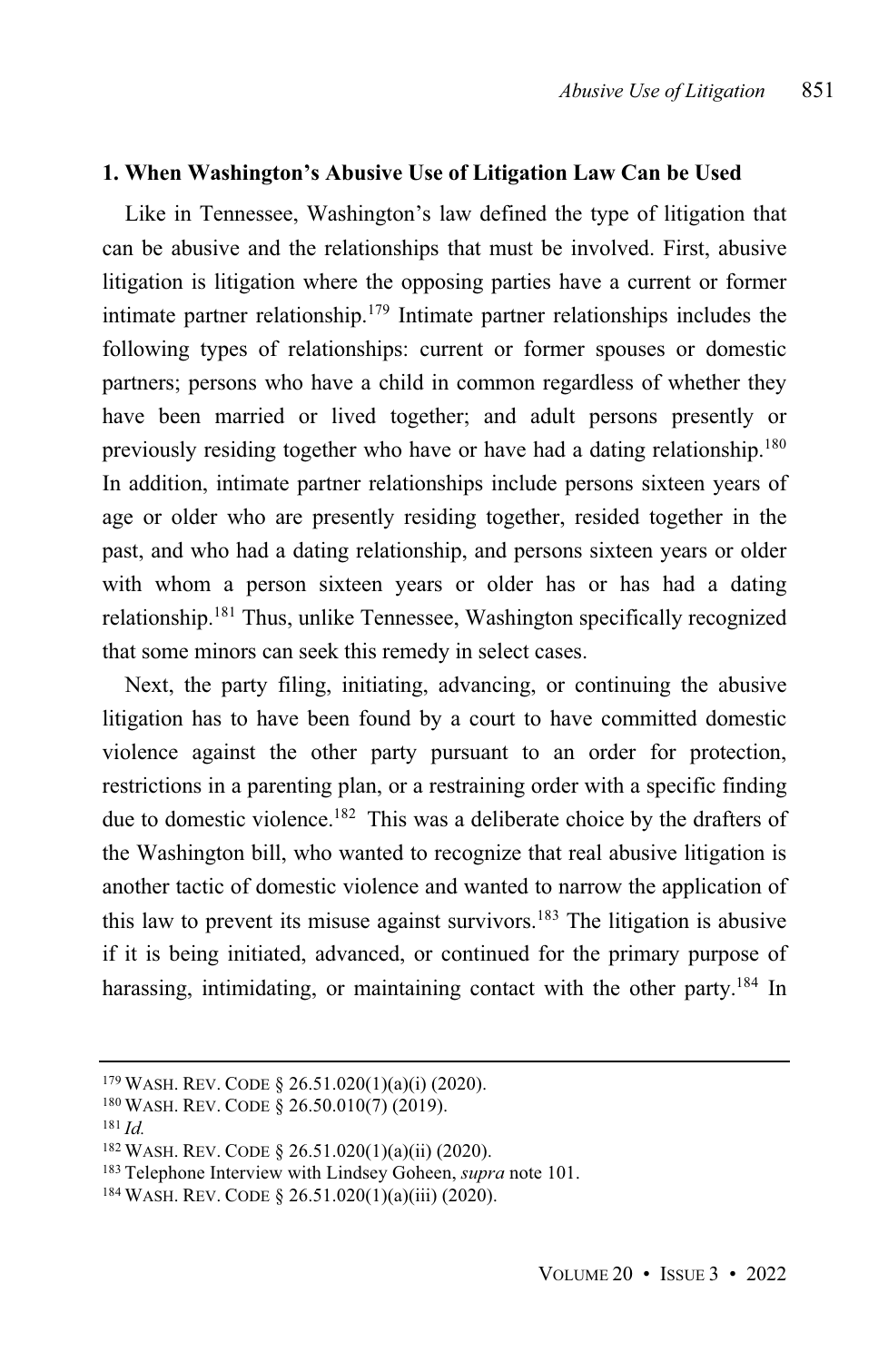### 1. When Washington's Abusive Use of Litigation Law Can be Used

Like in Tennessee, Washington's law defined the type of litigation that can be abusive and the relationships that must be involved. First, abusive litigation is litigation where the opposing parties have a current or former intimate partner relationship.[179] Intimate partner relationships includes the following types of relationships: current or former spouses or domestic partners; persons who have a child in common regardless of whether they have been married or lived together; and adult persons presently or previously residing together who have or have had a dating relationship.[180] In addition, intimate partner relationships include persons sixteen years of age or older who are presently residing together, resided together in the past, and who had a dating relationship, and persons sixteen years or older with whom a person sixteen years or older has or has had a dating relationship.[181] Thus, unlike Tennessee, Washington specifically recognized that some minors can seek this remedy in select cases.

Next, the party filing, initiating, advancing, or continuing the abusive litigation has to have been found by a court to have committed domestic violence against the other party pursuant to an order for protection, restrictions in a parenting plan, or a restraining order with a specific finding due to domestic violence.[182] This was a deliberate choice by the drafters of the Washington bill, who wanted to recognize that real abusive litigation is another tactic of domestic violence and wanted to narrow the application of this law to prevent its misuse against survivors.[183] The litigation is abusive if it is being initiated, advanced, or continued for the primary purpose of harassing, intimidating, or maintaining contact with the other party.[184] In

---

[179] WASH. REV. CODE § 26.51.020(1)(a)(i) (2020).

[180] WASH. REV. CODE § 26.50.010(7) (2019).

[181] *Id.*

[182] WASH. REV. CODE § 26.51.020(1)(a)(ii) (2020).

[183] Telephone Interview with Lindsey Goheen, *supra* note 101.

[184] WASH. REV. CODE § 26.51.020(1)(a)(iii) (2020).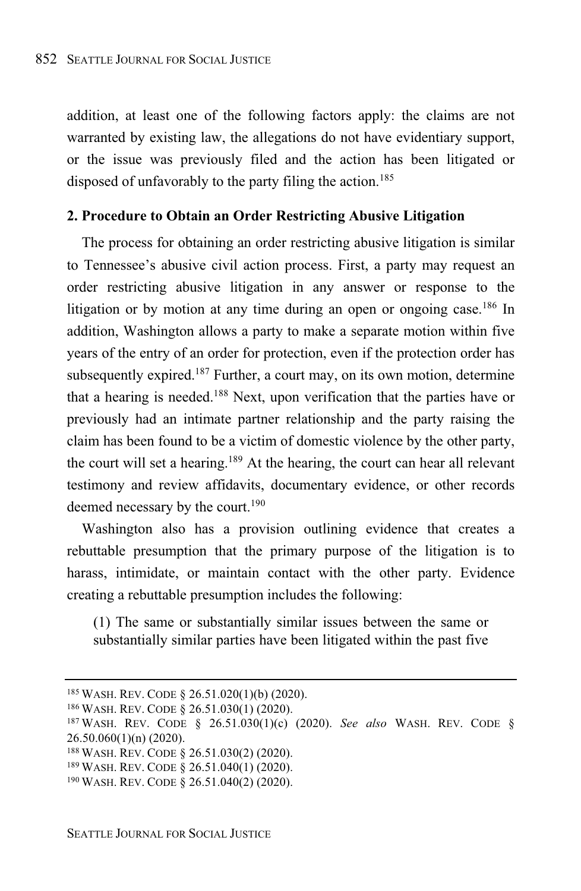addition, at least one of the following factors apply: the claims are not warranted by existing law, the allegations do not have evidentiary support, or the issue was previously filed and the action has been litigated or disposed of unfavorably to the party filing the action.[185]

**2. Procedure to Obtain an Order Restricting Abusive Litigation**

The process for obtaining an order restricting abusive litigation is similar to Tennessee's abusive civil action process. First, a party may request an order restricting abusive litigation in any answer or response to the litigation or by motion at any time during an open or ongoing case.[186] In addition, Washington allows a party to make a separate motion within five years of the entry of an order for protection, even if the protection order has subsequently expired.[187] Further, a court may, on its own motion, determine that a hearing is needed.[188] Next, upon verification that the parties have or previously had an intimate partner relationship and the party raising the claim has been found to be a victim of domestic violence by the other party, the court will set a hearing.[189] At the hearing, the court can hear all relevant testimony and review affidavits, documentary evidence, or other records deemed necessary by the court.[190]

Washington also has a provision outlining evidence that creates a rebuttable presumption that the primary purpose of the litigation is to harass, intimidate, or maintain contact with the other party. Evidence creating a rebuttable presumption includes the following:

> (1) The same or substantially similar issues between the same or substantially similar parties have been litigated within the past five

---

[185] WASH. REV. CODE § 26.51.020(1)(b) (2020).

[186] WASH. REV. CODE § 26.51.030(1) (2020).

[187] WASH. REV. CODE § 26.51.030(1)(c) (2020). *See also* WASH. REV. CODE § 26.50.060(1)(n) (2020).

[188] WASH. REV. CODE § 26.51.030(2) (2020).

[189] WASH. REV. CODE § 26.51.040(1) (2020).

[190] WASH. REV. CODE § 26.51.040(2) (2020).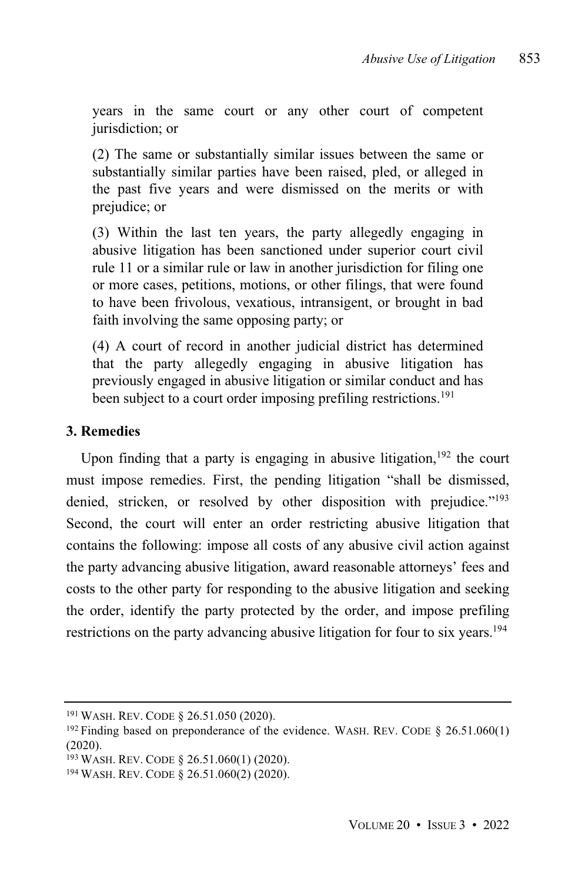years in the same court or any other court of competent jurisdiction; or

(2) The same or substantially similar issues between the same or substantially similar parties have been raised, pled, or alleged in the past five years and were dismissed on the merits or with prejudice; or

(3) Within the last ten years, the party allegedly engaging in abusive litigation has been sanctioned under superior court civil rule 11 or a similar rule or law in another jurisdiction for filing one or more cases, petitions, motions, or other filings, that were found to have been frivolous, vexatious, intransigent, or brought in bad faith involving the same opposing party; or

(4) A court of record in another judicial district has determined that the party allegedly engaging in abusive litigation has previously engaged in abusive litigation or similar conduct and has been subject to a court order imposing prefiling restrictions.[191]

### 3. Remedies

Upon finding that a party is engaging in abusive litigation,[192] the court must impose remedies. First, the pending litigation "shall be dismissed, denied, stricken, or resolved by other disposition with prejudice."[193] Second, the court will enter an order restricting abusive litigation that contains the following: impose all costs of any abusive civil action against the party advancing abusive litigation, award reasonable attorneys' fees and costs to the other party for responding to the abusive litigation and seeking the order, identify the party protected by the order, and impose prefiling restrictions on the party advancing abusive litigation for four to six years.[194]

---

[191] WASH. REV. CODE § 26.51.050 (2020).

[192] Finding based on preponderance of the evidence. WASH. REV. CODE § 26.51.060(1) (2020).

[193] WASH. REV. CODE § 26.51.060(1) (2020).

[194] WASH. REV. CODE § 26.51.060(2) (2020).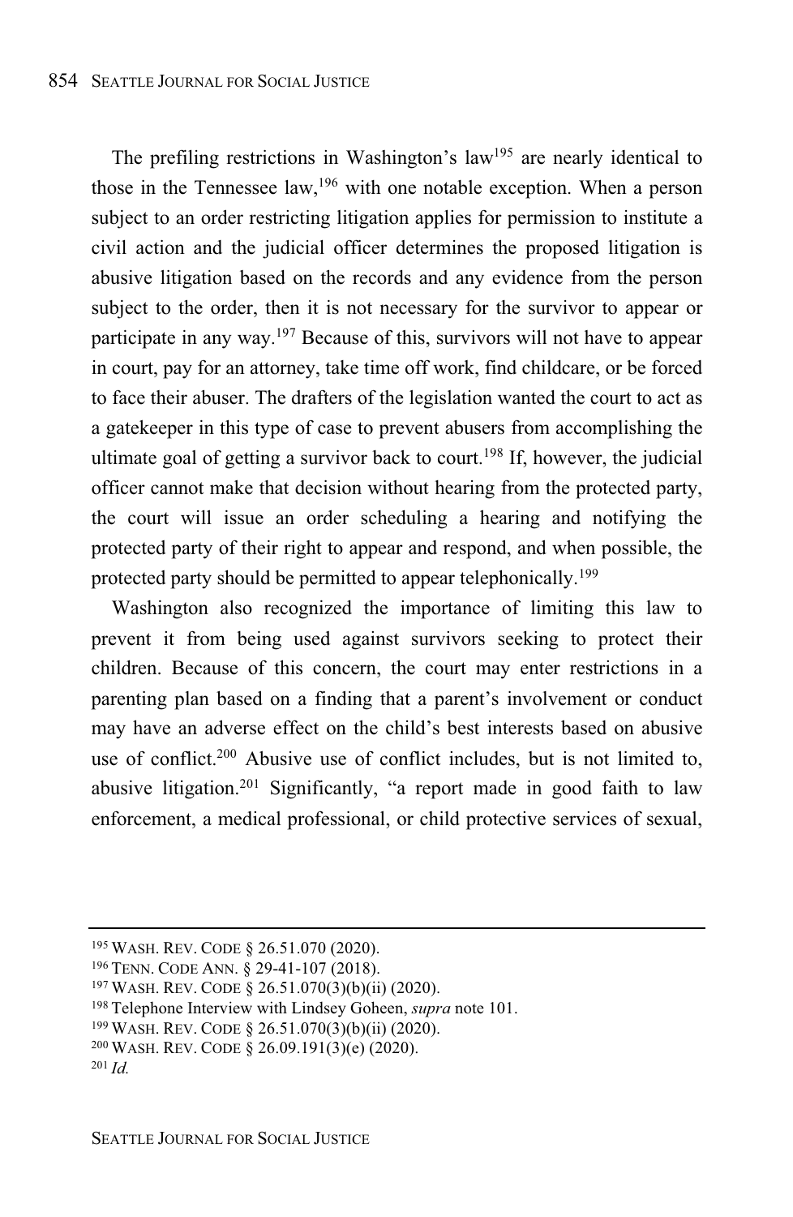The prefiling restrictions in Washington's law[195] are nearly identical to those in the Tennessee law,[196] with one notable exception. When a person subject to an order restricting litigation applies for permission to institute a civil action and the judicial officer determines the proposed litigation is abusive litigation based on the records and any evidence from the person subject to the order, then it is not necessary for the survivor to appear or participate in any way.[197] Because of this, survivors will not have to appear in court, pay for an attorney, take time off work, find childcare, or be forced to face their abuser. The drafters of the legislation wanted the court to act as a gatekeeper in this type of case to prevent abusers from accomplishing the ultimate goal of getting a survivor back to court.[198] If, however, the judicial officer cannot make that decision without hearing from the protected party, the court will issue an order scheduling a hearing and notifying the protected party of their right to appear and respond, and when possible, the protected party should be permitted to appear telephonically.[199]

Washington also recognized the importance of limiting this law to prevent it from being used against survivors seeking to protect their children. Because of this concern, the court may enter restrictions in a parenting plan based on a finding that a parent's involvement or conduct may have an adverse effect on the child's best interests based on abusive use of conflict.[200] Abusive use of conflict includes, but is not limited to, abusive litigation.[201] Significantly, "a report made in good faith to law enforcement, a medical professional, or child protective services of sexual,

---

[195] WASH. REV. CODE § 26.51.070 (2020).

[196] TENN. CODE ANN. § 29-41-107 (2018).

[197] WASH. REV. CODE § 26.51.070(3)(b)(ii) (2020).

[198] Telephone Interview with Lindsey Goheen, *supra* note 101.

[199] WASH. REV. CODE § 26.51.070(3)(b)(ii) (2020).

[200] WASH. REV. CODE § 26.09.191(3)(e) (2020).

[201] *Id.*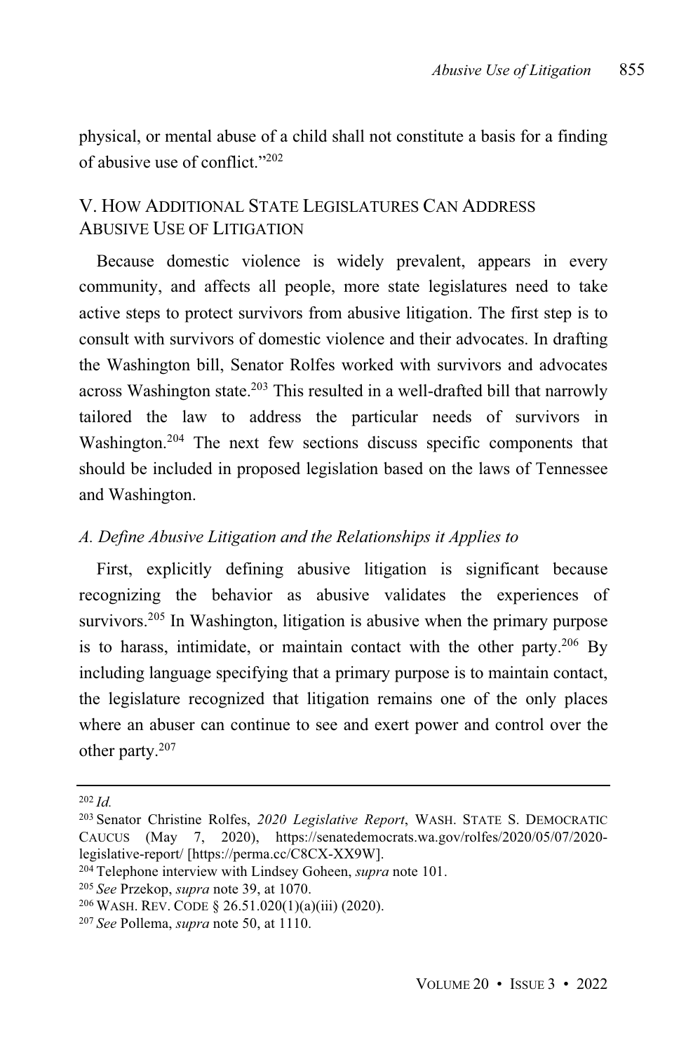physical, or mental abuse of a child shall not constitute a basis for a finding of abusive use of conflict."[202]

## V. HOW ADDITIONAL STATE LEGISLATURES CAN ADDRESS ABUSIVE USE OF LITIGATION

Because domestic violence is widely prevalent, appears in every community, and affects all people, more state legislatures need to take active steps to protect survivors from abusive litigation. The first step is to consult with survivors of domestic violence and their advocates. In drafting the Washington bill, Senator Rolfes worked with survivors and advocates across Washington state.[203] This resulted in a well-drafted bill that narrowly tailored the law to address the particular needs of survivors in Washington.[204] The next few sections discuss specific components that should be included in proposed legislation based on the laws of Tennessee and Washington.

### *A. Define Abusive Litigation and the Relationships it Applies to*

First, explicitly defining abusive litigation is significant because recognizing the behavior as abusive validates the experiences of survivors.[205] In Washington, litigation is abusive when the primary purpose is to harass, intimidate, or maintain contact with the other party.[206] By including language specifying that a primary purpose is to maintain contact, the legislature recognized that litigation remains one of the only places where an abuser can continue to see and exert power and control over the other party.[207]

---

[202] *Id.*

[203] Senator Christine Rolfes, *2020 Legislative Report*, WASH. STATE S. DEMOCRATIC CAUCUS (May 7, 2020), https://senatedemocrats.wa.gov/rolfes/2020/05/07/2020-legislative-report/ [https://perma.cc/C8CX-XX9W].

[204] Telephone interview with Lindsey Goheen, *supra* note 101.

[205] *See* Przekop, *supra* note 39, at 1070.

[206] WASH. REV. CODE § 26.51.020(1)(a)(iii) (2020).

[207] *See* Pollema, *supra* note 50, at 1110.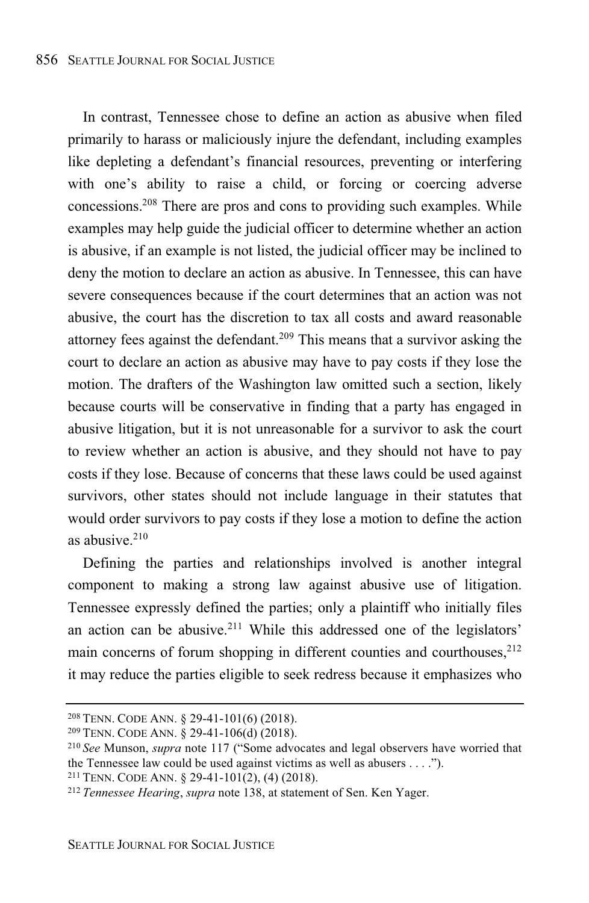In contrast, Tennessee chose to define an action as abusive when filed primarily to harass or maliciously injure the defendant, including examples like depleting a defendant's financial resources, preventing or interfering with one's ability to raise a child, or forcing or coercing adverse concessions.[208] There are pros and cons to providing such examples. While examples may help guide the judicial officer to determine whether an action is abusive, if an example is not listed, the judicial officer may be inclined to deny the motion to declare an action as abusive. In Tennessee, this can have severe consequences because if the court determines that an action was not abusive, the court has the discretion to tax all costs and award reasonable attorney fees against the defendant.[209] This means that a survivor asking the court to declare an action as abusive may have to pay costs if they lose the motion. The drafters of the Washington law omitted such a section, likely because courts will be conservative in finding that a party has engaged in abusive litigation, but it is not unreasonable for a survivor to ask the court to review whether an action is abusive, and they should not have to pay costs if they lose. Because of concerns that these laws could be used against survivors, other states should not include language in their statutes that would order survivors to pay costs if they lose a motion to define the action as abusive.[210]

Defining the parties and relationships involved is another integral component to making a strong law against abusive use of litigation. Tennessee expressly defined the parties; only a plaintiff who initially files an action can be abusive.[211] While this addressed one of the legislators' main concerns of forum shopping in different counties and courthouses,[212] it may reduce the parties eligible to seek redress because it emphasizes who

---

[208] TENN. CODE ANN. § 29-41-101(6) (2018).

[209] TENN. CODE ANN. § 29-41-106(d) (2018).

[210] *See* Munson, *supra* note 117 ("Some advocates and legal observers have worried that the Tennessee law could be used against victims as well as abusers . . . .").

[211] TENN. CODE ANN. § 29-41-101(2), (4) (2018).

[212] *Tennessee Hearing*, *supra* note 138, at statement of Sen. Ken Yager.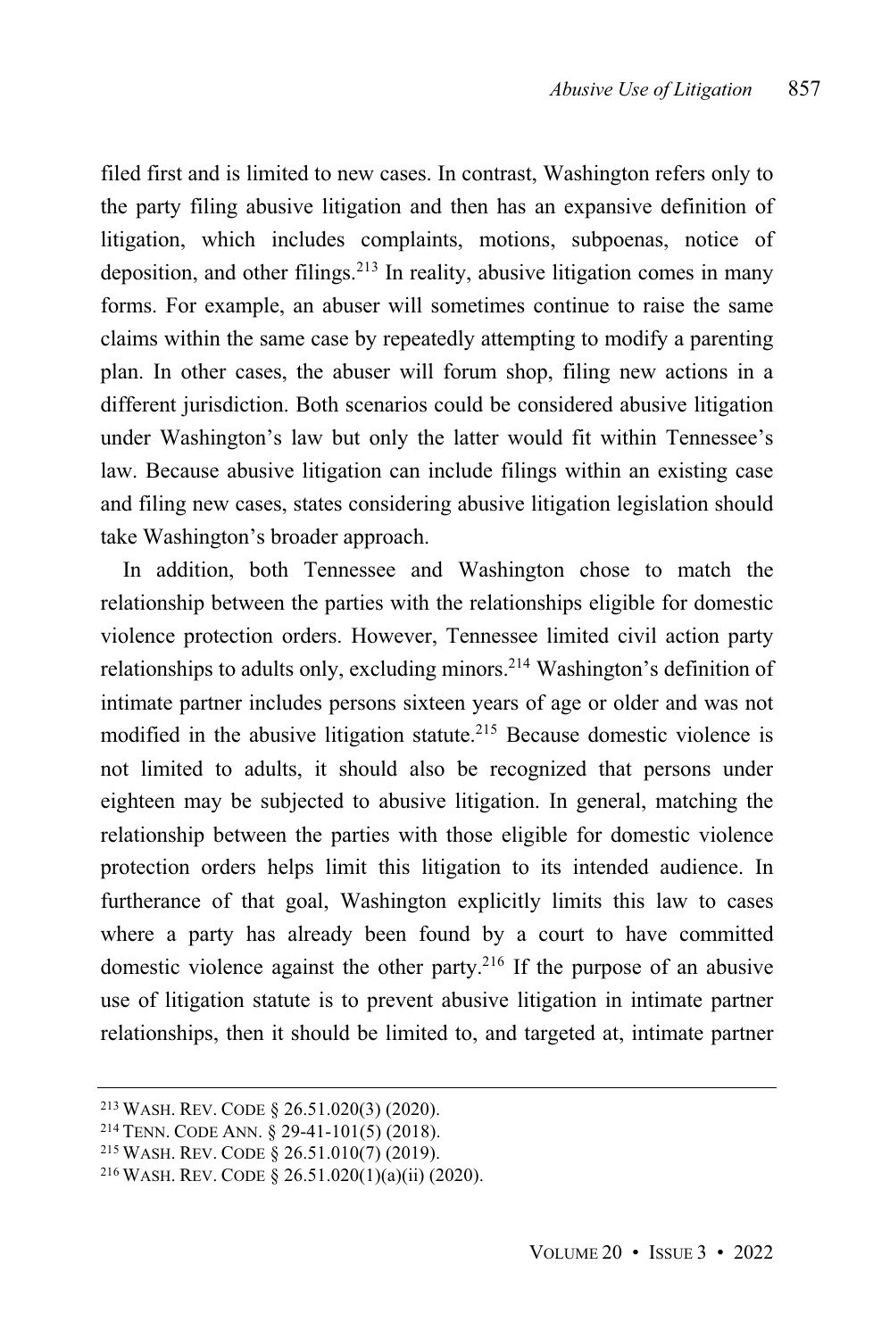filed first and is limited to new cases. In contrast, Washington refers only to the party filing abusive litigation and then has an expansive definition of litigation, which includes complaints, motions, subpoenas, notice of deposition, and other filings.[213] In reality, abusive litigation comes in many forms. For example, an abuser will sometimes continue to raise the same claims within the same case by repeatedly attempting to modify a parenting plan. In other cases, the abuser will forum shop, filing new actions in a different jurisdiction. Both scenarios could be considered abusive litigation under Washington's law but only the latter would fit within Tennessee's law. Because abusive litigation can include filings within an existing case and filing new cases, states considering abusive litigation legislation should take Washington's broader approach.

In addition, both Tennessee and Washington chose to match the relationship between the parties with the relationships eligible for domestic violence protection orders. However, Tennessee limited civil action party relationships to adults only, excluding minors.[214] Washington's definition of intimate partner includes persons sixteen years of age or older and was not modified in the abusive litigation statute.[215] Because domestic violence is not limited to adults, it should also be recognized that persons under eighteen may be subjected to abusive litigation. In general, matching the relationship between the parties with those eligible for domestic violence protection orders helps limit this litigation to its intended audience. In furtherance of that goal, Washington explicitly limits this law to cases where a party has already been found by a court to have committed domestic violence against the other party.[216] If the purpose of an abusive use of litigation statute is to prevent abusive litigation in intimate partner relationships, then it should be limited to, and targeted at, intimate partner

---

[213] WASH. REV. CODE § 26.51.020(3) (2020).

[214] TENN. CODE ANN. § 29-41-101(5) (2018).

[215] WASH. REV. CODE § 26.51.010(7) (2019).

[216] WASH. REV. CODE § 26.51.020(1)(a)(ii) (2020).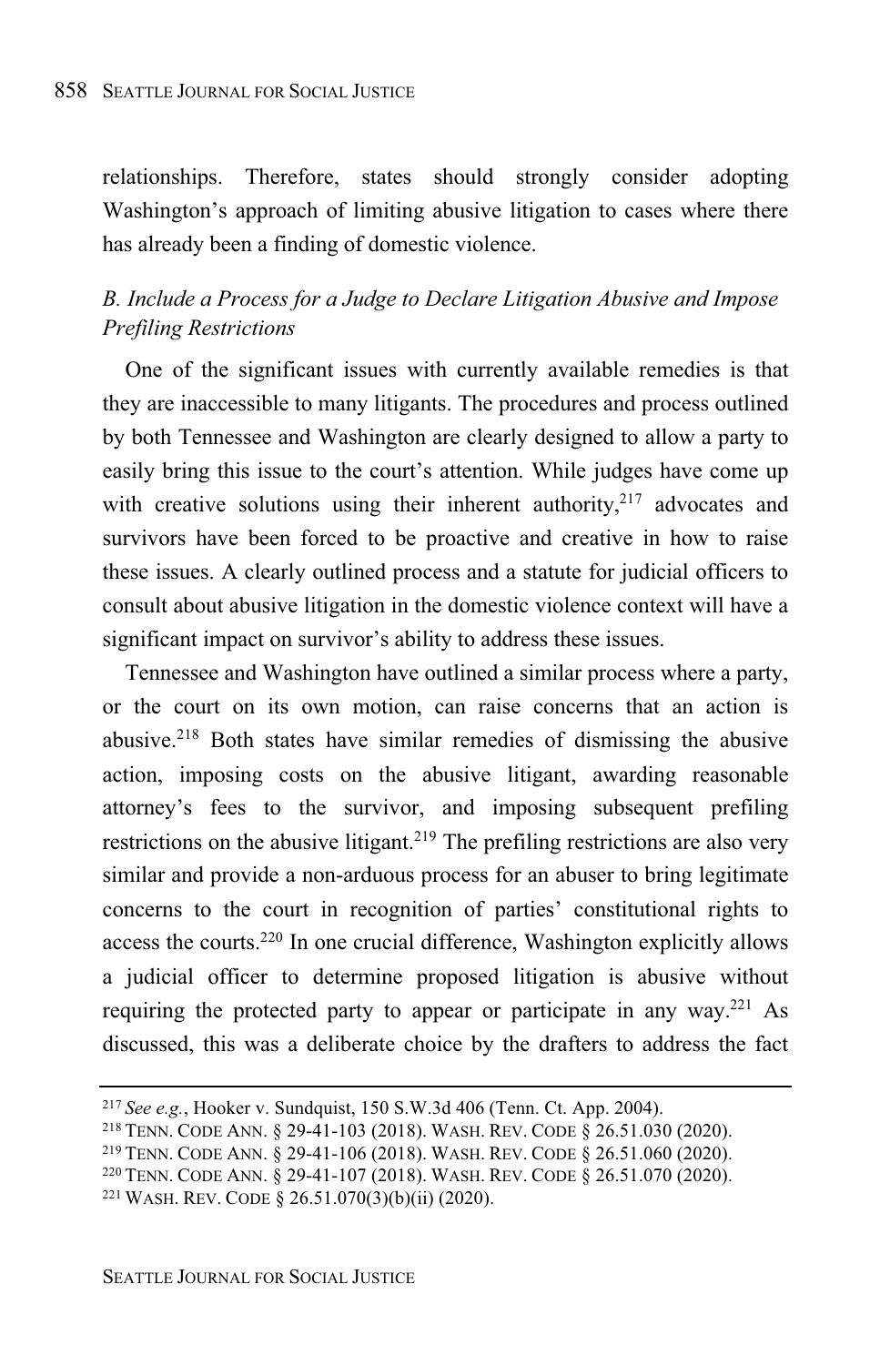relationships. Therefore, states should strongly consider adopting Washington's approach of limiting abusive litigation to cases where there has already been a finding of domestic violence.

### *B. Include a Process for a Judge to Declare Litigation Abusive and Impose Prefiling Restrictions*

One of the significant issues with currently available remedies is that they are inaccessible to many litigants. The procedures and process outlined by both Tennessee and Washington are clearly designed to allow a party to easily bring this issue to the court's attention. While judges have come up with creative solutions using their inherent authority,[217] advocates and survivors have been forced to be proactive and creative in how to raise these issues. A clearly outlined process and a statute for judicial officers to consult about abusive litigation in the domestic violence context will have a significant impact on survivor's ability to address these issues.

Tennessee and Washington have outlined a similar process where a party, or the court on its own motion, can raise concerns that an action is abusive.[218] Both states have similar remedies of dismissing the abusive action, imposing costs on the abusive litigant, awarding reasonable attorney's fees to the survivor, and imposing subsequent prefiling restrictions on the abusive litigant.[219] The prefiling restrictions are also very similar and provide a non-arduous process for an abuser to bring legitimate concerns to the court in recognition of parties' constitutional rights to access the courts.[220] In one crucial difference, Washington explicitly allows a judicial officer to determine proposed litigation is abusive without requiring the protected party to appear or participate in any way.[221] As discussed, this was a deliberate choice by the drafters to address the fact

---

[217] *See e.g.*, Hooker v. Sundquist, 150 S.W.3d 406 (Tenn. Ct. App. 2004).

[218] TENN. CODE ANN. § 29-41-103 (2018). WASH. REV. CODE § 26.51.030 (2020).

[219] TENN. CODE ANN. § 29-41-106 (2018). WASH. REV. CODE § 26.51.060 (2020).

[220] TENN. CODE ANN. § 29-41-107 (2018). WASH. REV. CODE § 26.51.070 (2020).

[221] WASH. REV. CODE § 26.51.070(3)(b)(ii) (2020).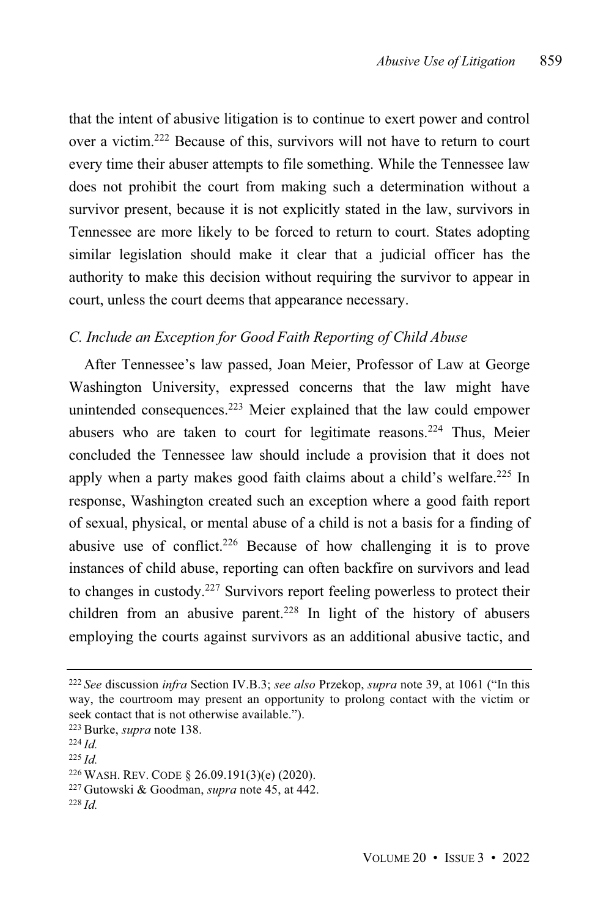that the intent of abusive litigation is to continue to exert power and control over a victim.[222] Because of this, survivors will not have to return to court every time their abuser attempts to file something. While the Tennessee law does not prohibit the court from making such a determination without a survivor present, because it is not explicitly stated in the law, survivors in Tennessee are more likely to be forced to return to court. States adopting similar legislation should make it clear that a judicial officer has the authority to make this decision without requiring the survivor to appear in court, unless the court deems that appearance necessary.

### *C. Include an Exception for Good Faith Reporting of Child Abuse*

After Tennessee's law passed, Joan Meier, Professor of Law at George Washington University, expressed concerns that the law might have unintended consequences.[223] Meier explained that the law could empower abusers who are taken to court for legitimate reasons.[224] Thus, Meier concluded the Tennessee law should include a provision that it does not apply when a party makes good faith claims about a child's welfare.[225] In response, Washington created such an exception where a good faith report of sexual, physical, or mental abuse of a child is not a basis for a finding of abusive use of conflict.[226] Because of how challenging it is to prove instances of child abuse, reporting can often backfire on survivors and lead to changes in custody.[227] Survivors report feeling powerless to protect their children from an abusive parent.[228] In light of the history of abusers employing the courts against survivors as an additional abusive tactic, and

---

[222] *See* discussion *infra* Section IV.B.3; *see also* Przekop, *supra* note 39, at 1061 ("In this way, the courtroom may present an opportunity to prolong contact with the victim or seek contact that is not otherwise available.").

[223] Burke, *supra* note 138.

[224] *Id.*

[225] *Id.*

[226] WASH. REV. CODE § 26.09.191(3)(e) (2020).

[227] Gutowski & Goodman, *supra* note 45, at 442.

[228] *Id.*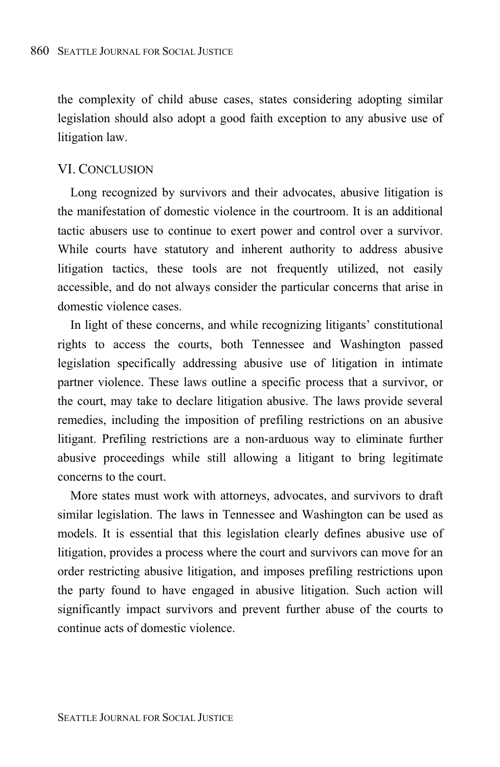the complexity of child abuse cases, states considering adopting similar legislation should also adopt a good faith exception to any abusive use of litigation law.

## VI. CONCLUSION

Long recognized by survivors and their advocates, abusive litigation is the manifestation of domestic violence in the courtroom. It is an additional tactic abusers use to continue to exert power and control over a survivor. While courts have statutory and inherent authority to address abusive litigation tactics, these tools are not frequently utilized, not easily accessible, and do not always consider the particular concerns that arise in domestic violence cases.

In light of these concerns, and while recognizing litigants' constitutional rights to access the courts, both Tennessee and Washington passed legislation specifically addressing abusive use of litigation in intimate partner violence. These laws outline a specific process that a survivor, or the court, may take to declare litigation abusive. The laws provide several remedies, including the imposition of prefiling restrictions on an abusive litigant. Prefiling restrictions are a non-arduous way to eliminate further abusive proceedings while still allowing a litigant to bring legitimate concerns to the court.

More states must work with attorneys, advocates, and survivors to draft similar legislation. The laws in Tennessee and Washington can be used as models. It is essential that this legislation clearly defines abusive use of litigation, provides a process where the court and survivors can move for an order restricting abusive litigation, and imposes prefiling restrictions upon the party found to have engaged in abusive litigation. Such action will significantly impact survivors and prevent further abuse of the courts to continue acts of domestic violence.